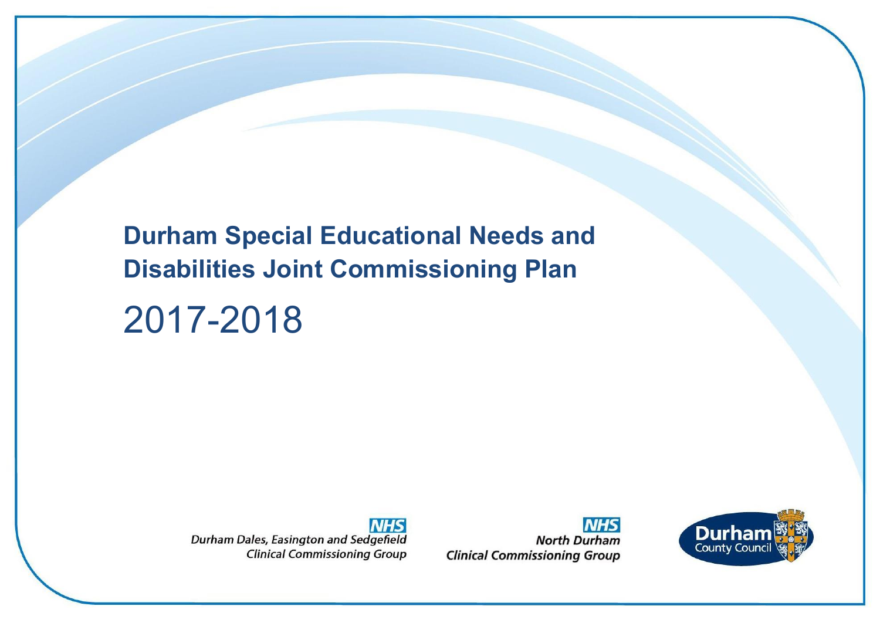# Durham Special Educational Needs and Disabilities Joint Commissioning Plan

## 2017-2018

NHS
Durham Dales, Easington and Sedgefield
Clinical Commissioning Group

NHS
North Durham
Clinical Commissioning Group

Durham
County Council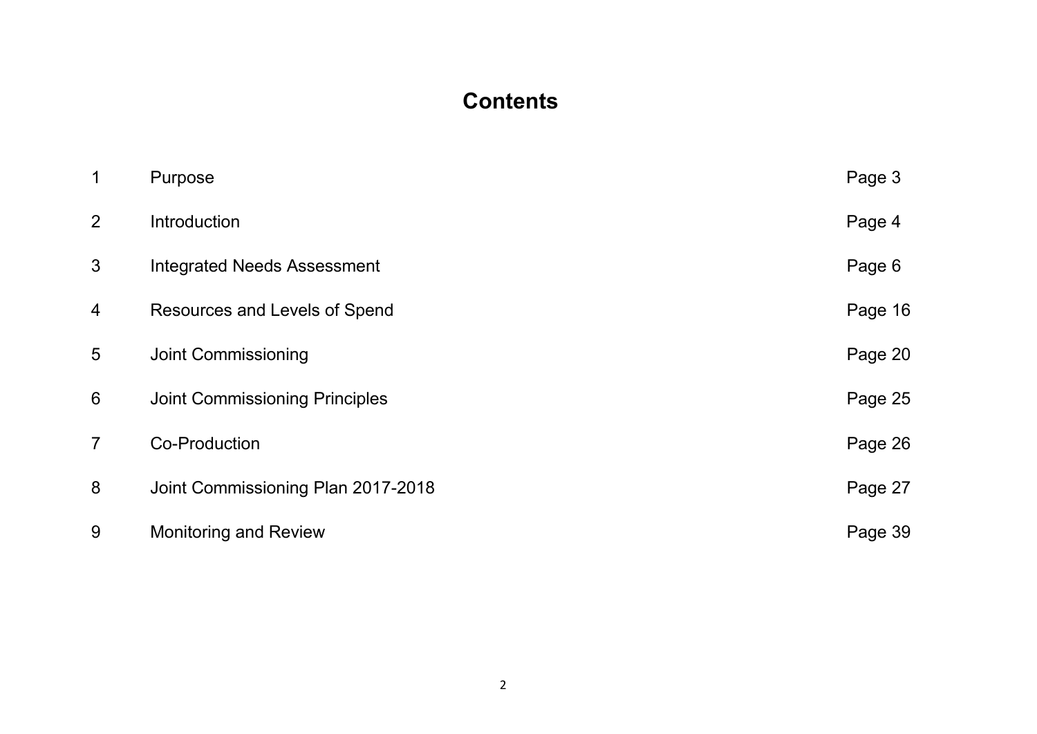# Contents

| | | |
|---|---|---|
| 1 | Purpose | Page 3 |
| 2 | Introduction | Page 4 |
| 3 | Integrated Needs Assessment | Page 6 |
| 4 | Resources and Levels of Spend | Page 16 |
| 5 | Joint Commissioning | Page 20 |
| 6 | Joint Commissioning Principles | Page 25 |
| 7 | Co-Production | Page 26 |
| 8 | Joint Commissioning Plan 2017-2018 | Page 27 |
| 9 | Monitoring and Review | Page 39 |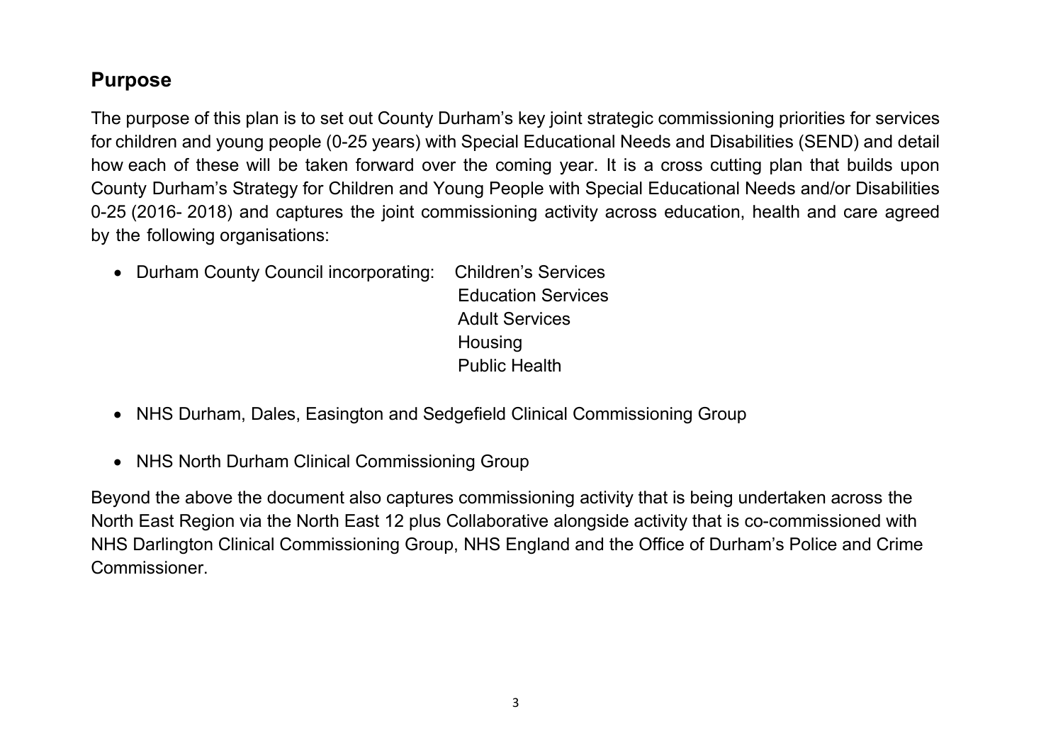## Purpose

The purpose of this plan is to set out County Durham's key joint strategic commissioning priorities for services for children and young people (0-25 years) with Special Educational Needs and Disabilities (SEND) and detail how each of these will be taken forward over the coming year. It is a cross cutting plan that builds upon County Durham's Strategy for Children and Young People with Special Educational Needs and/or Disabilities 0-25 (2016- 2018) and captures the joint commissioning activity across education, health and care agreed by the following organisations:

- Durham County Council incorporating:
  - Children's Services
  - Education Services
  - Adult Services
  - Housing
  - Public Health
- NHS Durham, Dales, Easington and Sedgefield Clinical Commissioning Group
- NHS North Durham Clinical Commissioning Group

Beyond the above the document also captures commissioning activity that is being undertaken across the North East Region via the North East 12 plus Collaborative alongside activity that is co-commissioned with NHS Darlington Clinical Commissioning Group, NHS England and the Office of Durham's Police and Crime Commissioner.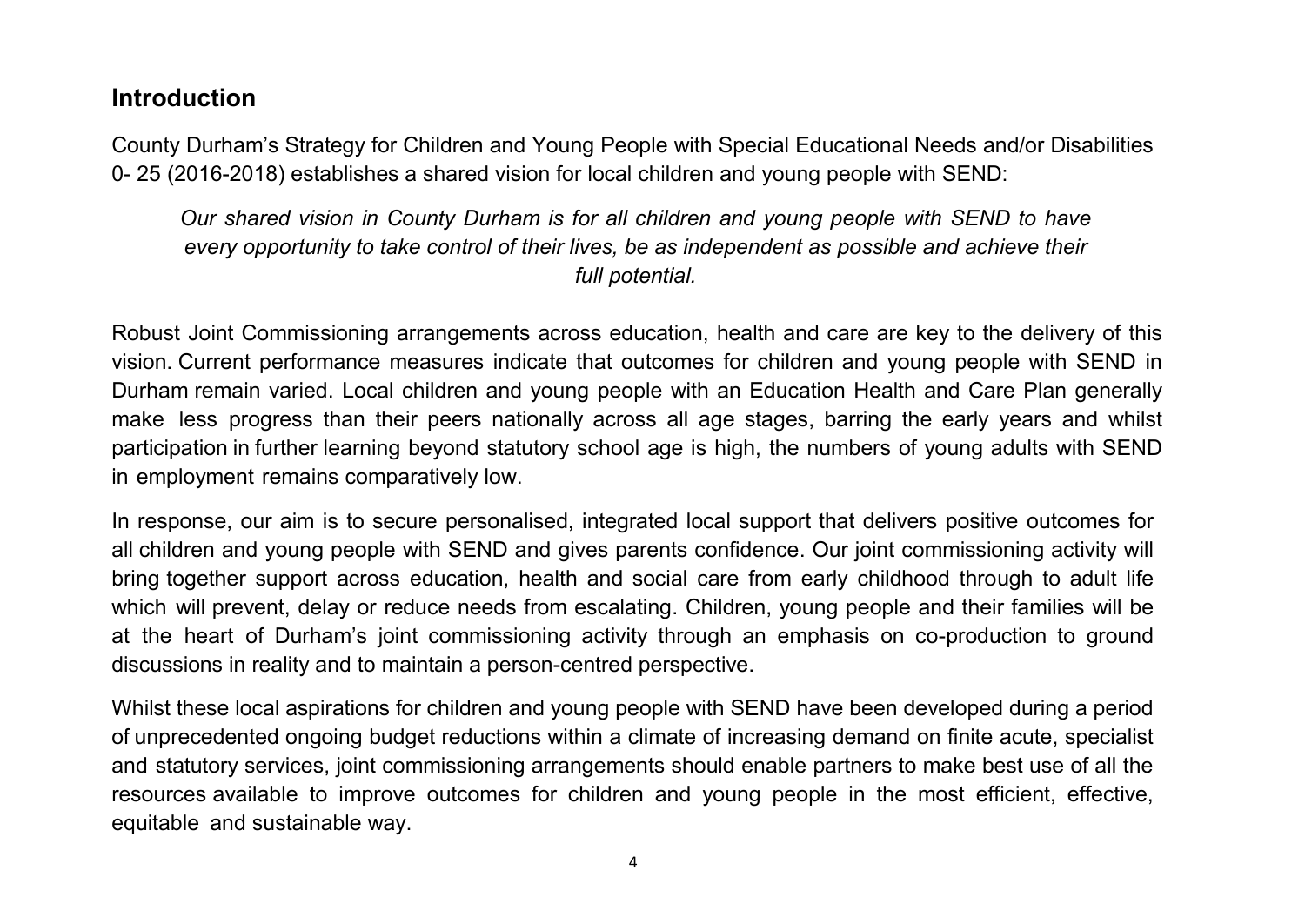## Introduction

County Durham's Strategy for Children and Young People with Special Educational Needs and/or Disabilities 0- 25 (2016-2018) establishes a shared vision for local children and young people with SEND:

*Our shared vision in County Durham is for all children and young people with SEND to have every opportunity to take control of their lives, be as independent as possible and achieve their full potential.*

Robust Joint Commissioning arrangements across education, health and care are key to the delivery of this vision. Current performance measures indicate that outcomes for children and young people with SEND in Durham remain varied. Local children and young people with an Education Health and Care Plan generally make less progress than their peers nationally across all age stages, barring the early years and whilst participation in further learning beyond statutory school age is high, the numbers of young adults with SEND in employment remains comparatively low.

In response, our aim is to secure personalised, integrated local support that delivers positive outcomes for all children and young people with SEND and gives parents confidence. Our joint commissioning activity will bring together support across education, health and social care from early childhood through to adult life which will prevent, delay or reduce needs from escalating. Children, young people and their families will be at the heart of Durham's joint commissioning activity through an emphasis on co-production to ground discussions in reality and to maintain a person-centred perspective.

Whilst these local aspirations for children and young people with SEND have been developed during a period of unprecedented ongoing budget reductions within a climate of increasing demand on finite acute, specialist and statutory services, joint commissioning arrangements should enable partners to make best use of all the resources available to improve outcomes for children and young people in the most efficient, effective, equitable and sustainable way.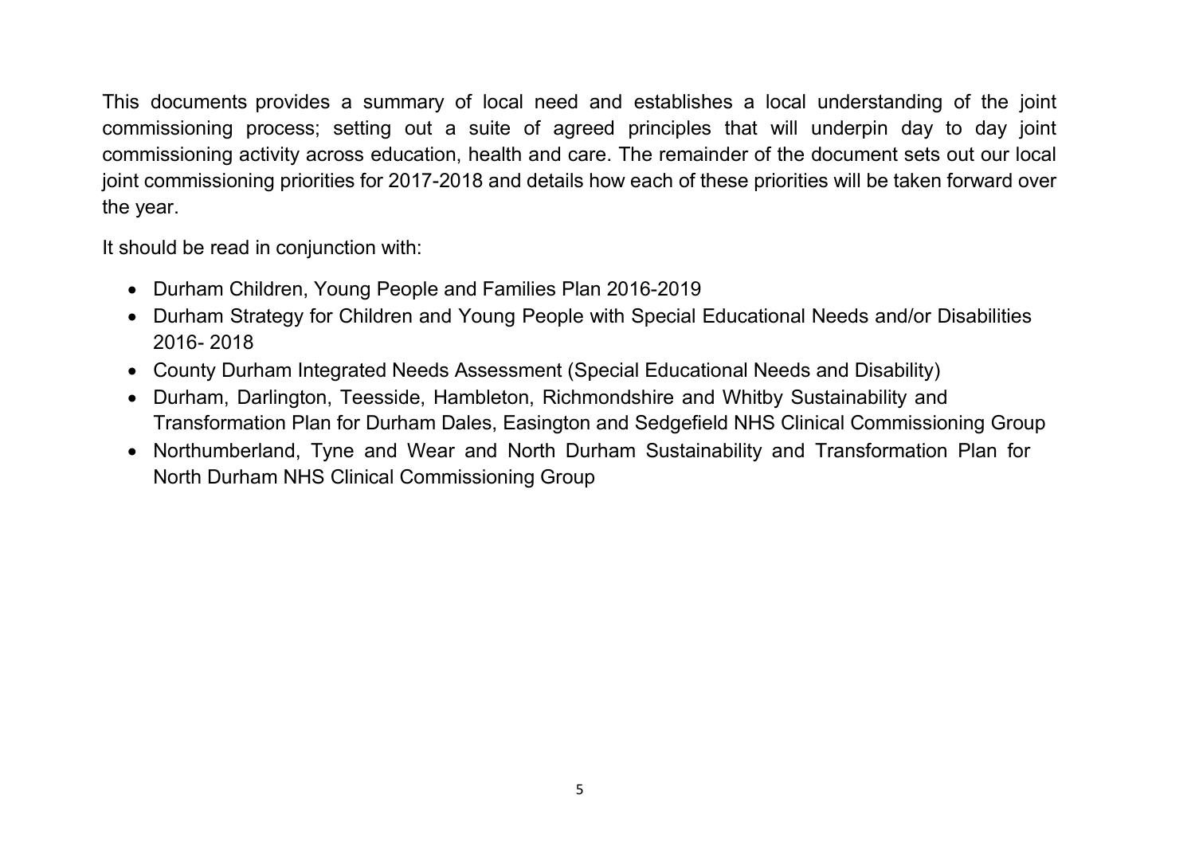This documents provides a summary of local need and establishes a local understanding of the joint commissioning process; setting out a suite of agreed principles that will underpin day to day joint commissioning activity across education, health and care. The remainder of the document sets out our local joint commissioning priorities for 2017-2018 and details how each of these priorities will be taken forward over the year.

It should be read in conjunction with:

- Durham Children, Young People and Families Plan 2016-2019
- Durham Strategy for Children and Young People with Special Educational Needs and/or Disabilities 2016- 2018
- County Durham Integrated Needs Assessment (Special Educational Needs and Disability)
- Durham, Darlington, Teesside, Hambleton, Richmondshire and Whitby Sustainability and Transformation Plan for Durham Dales, Easington and Sedgefield NHS Clinical Commissioning Group
- Northumberland, Tyne and Wear and North Durham Sustainability and Transformation Plan for North Durham NHS Clinical Commissioning Group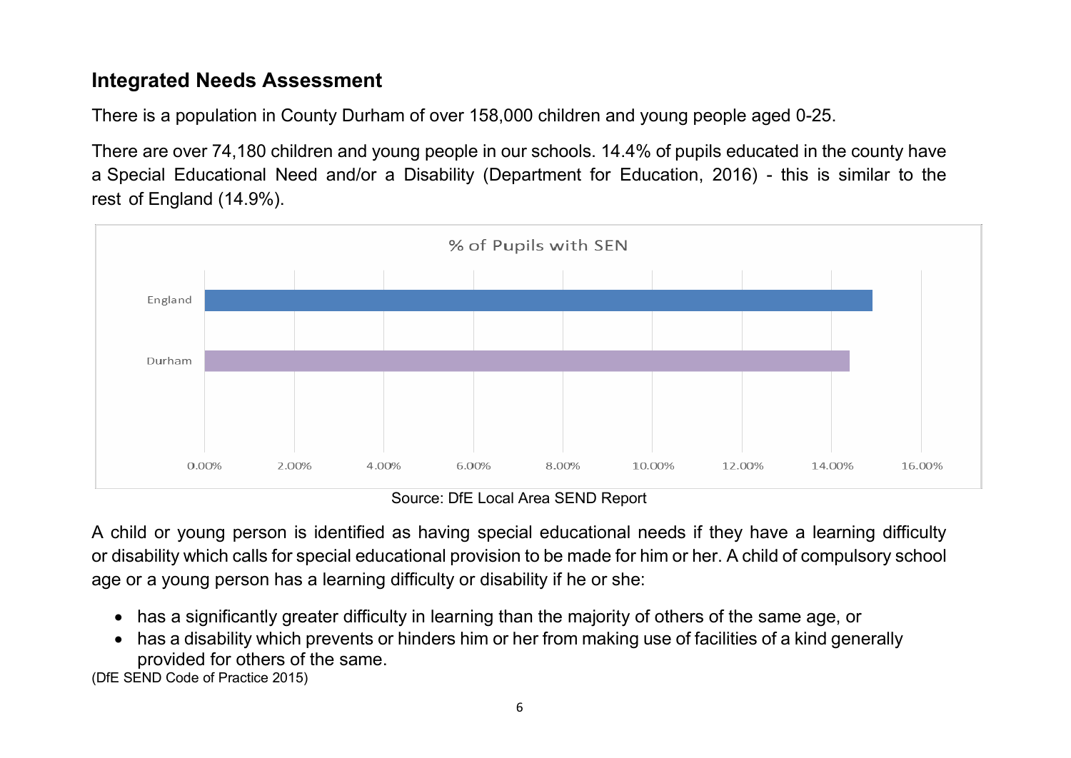## Integrated Needs Assessment

There is a population in County Durham of over 158,000 children and young people aged 0-25.

There are over 74,180 children and young people in our schools. 14.4% of pupils educated in the county have a Special Educational Need and/or a Disability (Department for Education, 2016) - this is similar to the rest of England (14.9%).

% of Pupils with SEN

Source: DfE Local Area SEND Report

A child or young person is identified as having special educational needs if they have a learning difficulty or disability which calls for special educational provision to be made for him or her. A child of compulsory school age or a young person has a learning difficulty or disability if he or she:

- has a significantly greater difficulty in learning than the majority of others of the same age, or
- has a disability which prevents or hinders him or her from making use of facilities of a kind generally provided for others of the same.

(DfE SEND Code of Practice 2015)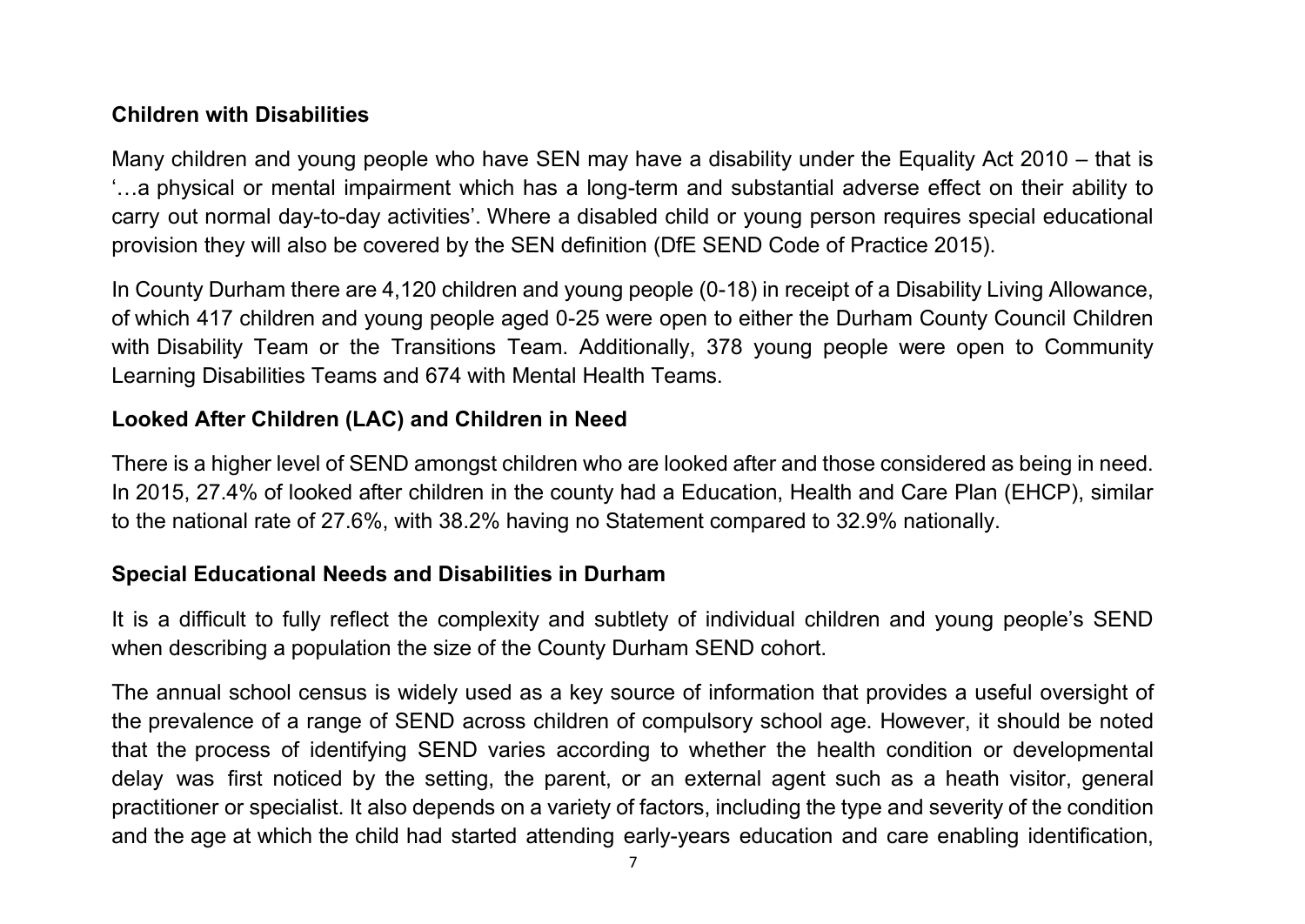## Children with Disabilities

Many children and young people who have SEN may have a disability under the Equality Act 2010 – that is '…a physical or mental impairment which has a long-term and substantial adverse effect on their ability to carry out normal day-to-day activities'. Where a disabled child or young person requires special educational provision they will also be covered by the SEN definition (DfE SEND Code of Practice 2015).

In County Durham there are 4,120 children and young people (0-18) in receipt of a Disability Living Allowance, of which 417 children and young people aged 0-25 were open to either the Durham County Council Children with Disability Team or the Transitions Team. Additionally, 378 young people were open to Community Learning Disabilities Teams and 674 with Mental Health Teams.

## Looked After Children (LAC) and Children in Need

There is a higher level of SEND amongst children who are looked after and those considered as being in need. In 2015, 27.4% of looked after children in the county had a Education, Health and Care Plan (EHCP), similar to the national rate of 27.6%, with 38.2% having no Statement compared to 32.9% nationally.

## Special Educational Needs and Disabilities in Durham

It is a difficult to fully reflect the complexity and subtlety of individual children and young people's SEND when describing a population the size of the County Durham SEND cohort.

The annual school census is widely used as a key source of information that provides a useful oversight of the prevalence of a range of SEND across children of compulsory school age. However, it should be noted that the process of identifying SEND varies according to whether the health condition or developmental delay was first noticed by the setting, the parent, or an external agent such as a heath visitor, general practitioner or specialist. It also depends on a variety of factors, including the type and severity of the condition and the age at which the child had started attending early-years education and care enabling identification,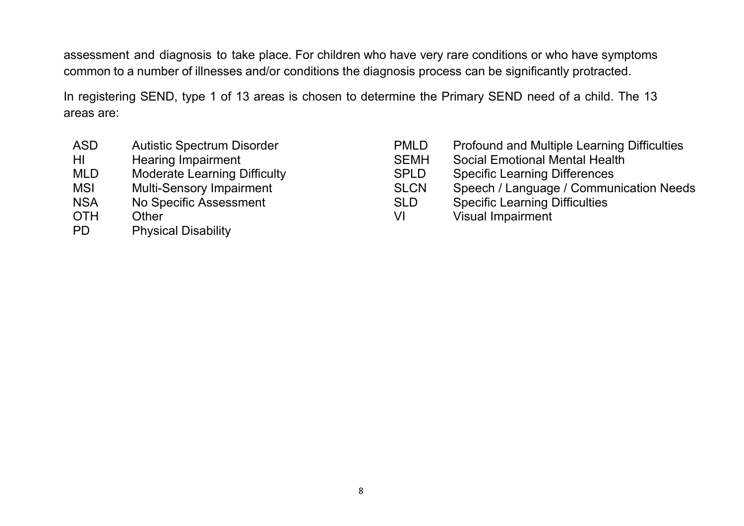assessment and diagnosis to take place. For children who have very rare conditions or who have symptoms common to a number of illnesses and/or conditions the diagnosis process can be significantly protracted.

In registering SEND, type 1 of 13 areas is chosen to determine the Primary SEND need of a child. The 13 areas are:

| | |
|---|---|
| ASD | Autistic Spectrum Disorder |
| HI | Hearing Impairment |
| MLD | Moderate Learning Difficulty |
| MSI | Multi-Sensory Impairment |
| NSA | No Specific Assessment |
| OTH | Other |
| PD | Physical Disability |
| PMLD | Profound and Multiple Learning Difficulties |
| SEMH | Social Emotional Mental Health |
| SPLD | Specific Learning Differences |
| SLCN | Speech / Language / Communication Needs |
| SLD | Specific Learning Difficulties |
| VI | Visual Impairment |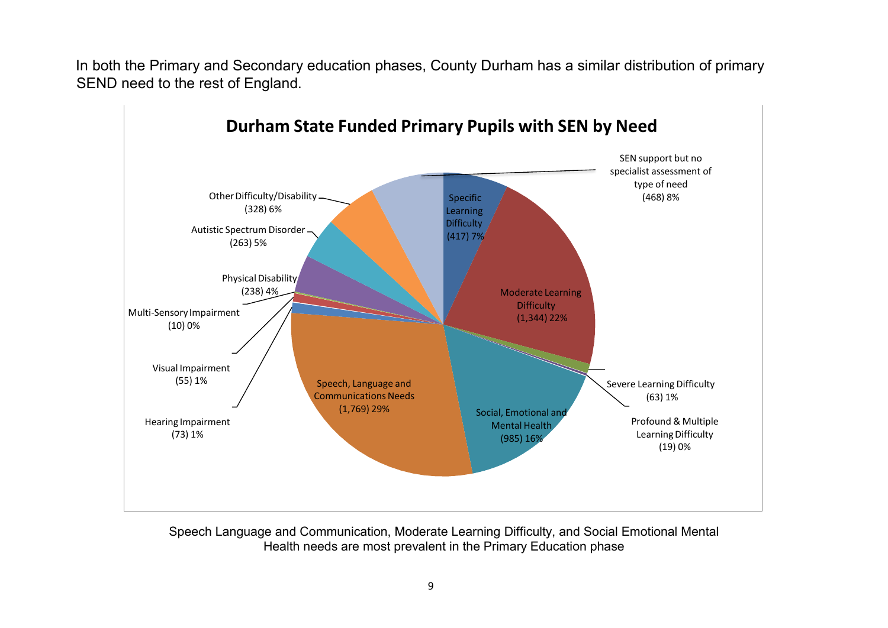In both the Primary and Secondary education phases, County Durham has a similar distribution of primary SEND need to the rest of England.

**Durham State Funded Primary Pupils with SEN by Need**

| Need | Pupils | % |
|---|---|---|
| Specific Learning Difficulty | 417 | 7% |
| Moderate Learning Difficulty | 1,344 | 22% |
| Severe Learning Difficulty | 63 | 1% |
| Profound & Multiple Learning Difficulty | 19 | 0% |
| Social, Emotional and Mental Health | 985 | 16% |
| Speech, Language and Communications Needs | 1,769 | 29% |
| Hearing Impairment | 73 | 1% |
| Visual Impairment | 55 | 1% |
| Multi-Sensory Impairment | 10 | 0% |
| Physical Disability | 238 | 4% |
| Autistic Spectrum Disorder | 263 | 5% |
| Other Difficulty/Disability | 328 | 6% |
| SEN support but no specialist assessment of type of need | 468 | 8% |

Speech Language and Communication, Moderate Learning Difficulty, and Social Emotional Mental Health needs are most prevalent in the Primary Education phase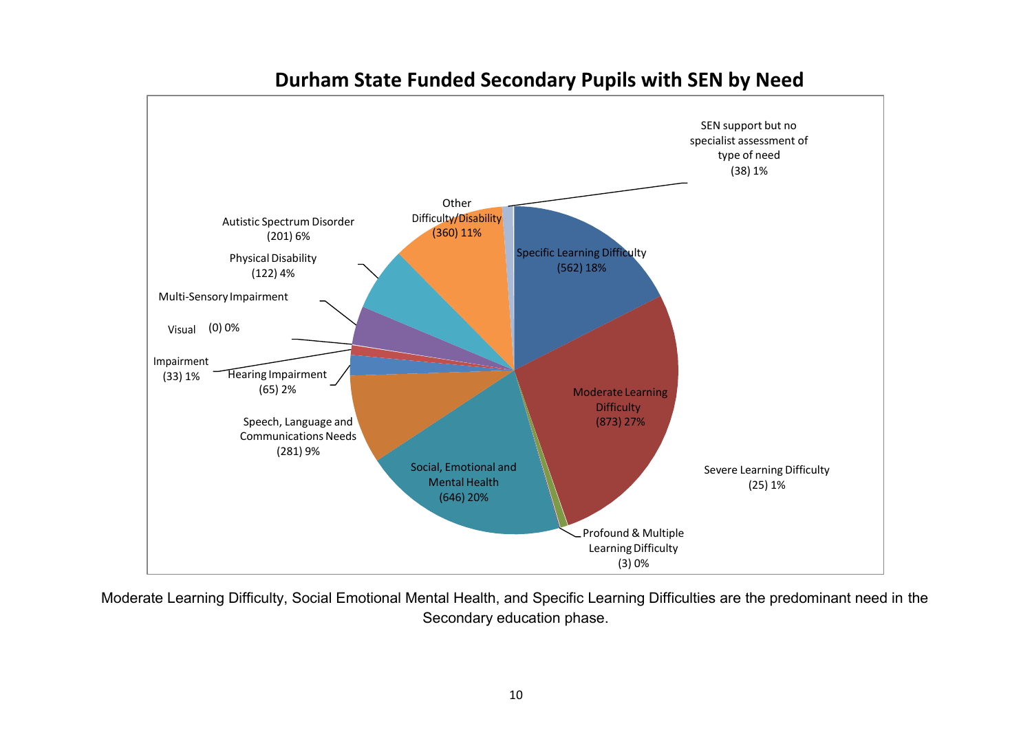## Durham State Funded Secondary Pupils with SEN by Need

SEN support but no specialist assessment of type of need (38) 1%

Other Difficulty/Disability (360) 11%

Specific Learning Difficulty (562) 18%

Autistic Spectrum Disorder (201) 6%

Physical Disability (122) 4%

Multi-Sensory Impairment (0) 0%

Visual Impairment (33) 1%

Hearing Impairment (65) 2%

Speech, Language and Communications Needs (281) 9%

Social, Emotional and Mental Health (646) 20%

Moderate Learning Difficulty (873) 27%

Severe Learning Difficulty (25) 1%

Profound & Multiple Learning Difficulty (3) 0%

Moderate Learning Difficulty, Social Emotional Mental Health, and Specific Learning Difficulties are the predominant need in the Secondary education phase.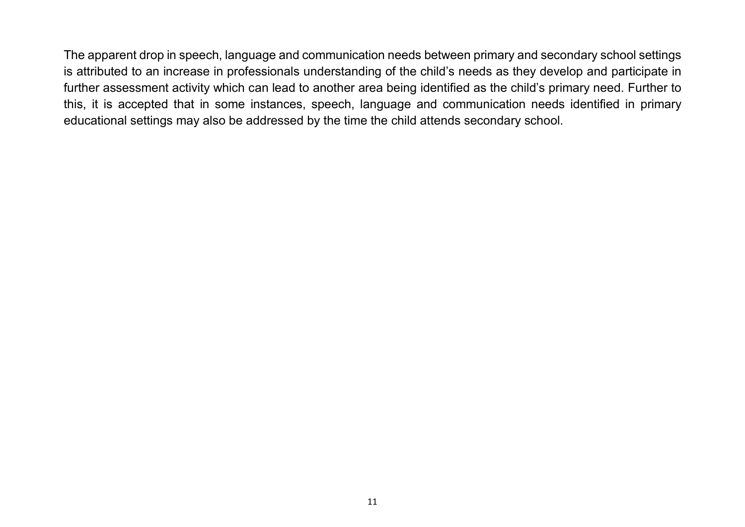The apparent drop in speech, language and communication needs between primary and secondary school settings is attributed to an increase in professionals understanding of the child's needs as they develop and participate in further assessment activity which can lead to another area being identified as the child's primary need. Further to this, it is accepted that in some instances, speech, language and communication needs identified in primary educational settings may also be addressed by the time the child attends secondary school.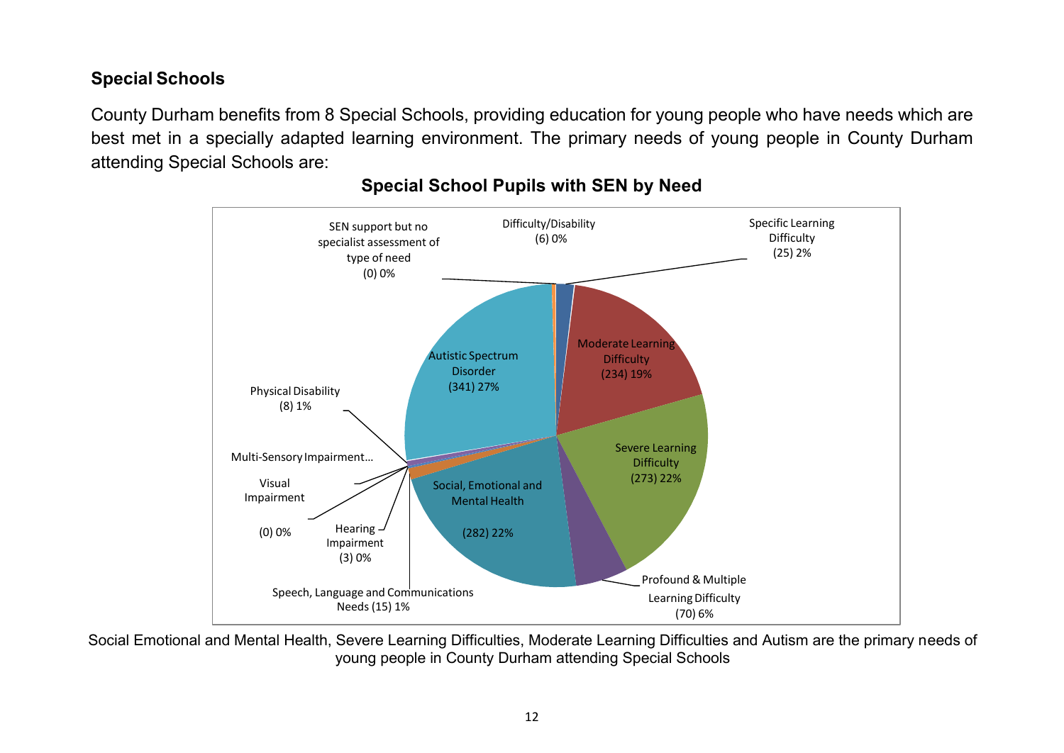## Special Schools

County Durham benefits from 8 Special Schools, providing education for young people who have needs which are best met in a specially adapted learning environment. The primary needs of young people in County Durham attending Special Schools are:

**Special School Pupils with SEN by Need**

| Need | Number | % |
|---|---|---|
| Specific Learning Difficulty | 25 | 2% |
| Moderate Learning Difficulty | 234 | 19% |
| Severe Learning Difficulty | 273 | 22% |
| Profound & Multiple Learning Difficulty | 70 | 6% |
| Social, Emotional and Mental Health | 282 | 22% |
| Speech, Language and Communications Needs | 15 | 1% |
| Hearing Impairment | 3 | 0% |
| Visual Impairment | 0 | 0% |
| Multi-Sensory Impairment… | | |
| Physical Disability | 8 | 1% |
| Autistic Spectrum Disorder | 341 | 27% |
| SEN support but no specialist assessment of type of need | 0 | 0% |
| Difficulty/Disability | 6 | 0% |

Social Emotional and Mental Health, Severe Learning Difficulties, Moderate Learning Difficulties and Autism are the primary needs of young people in County Durham attending Special Schools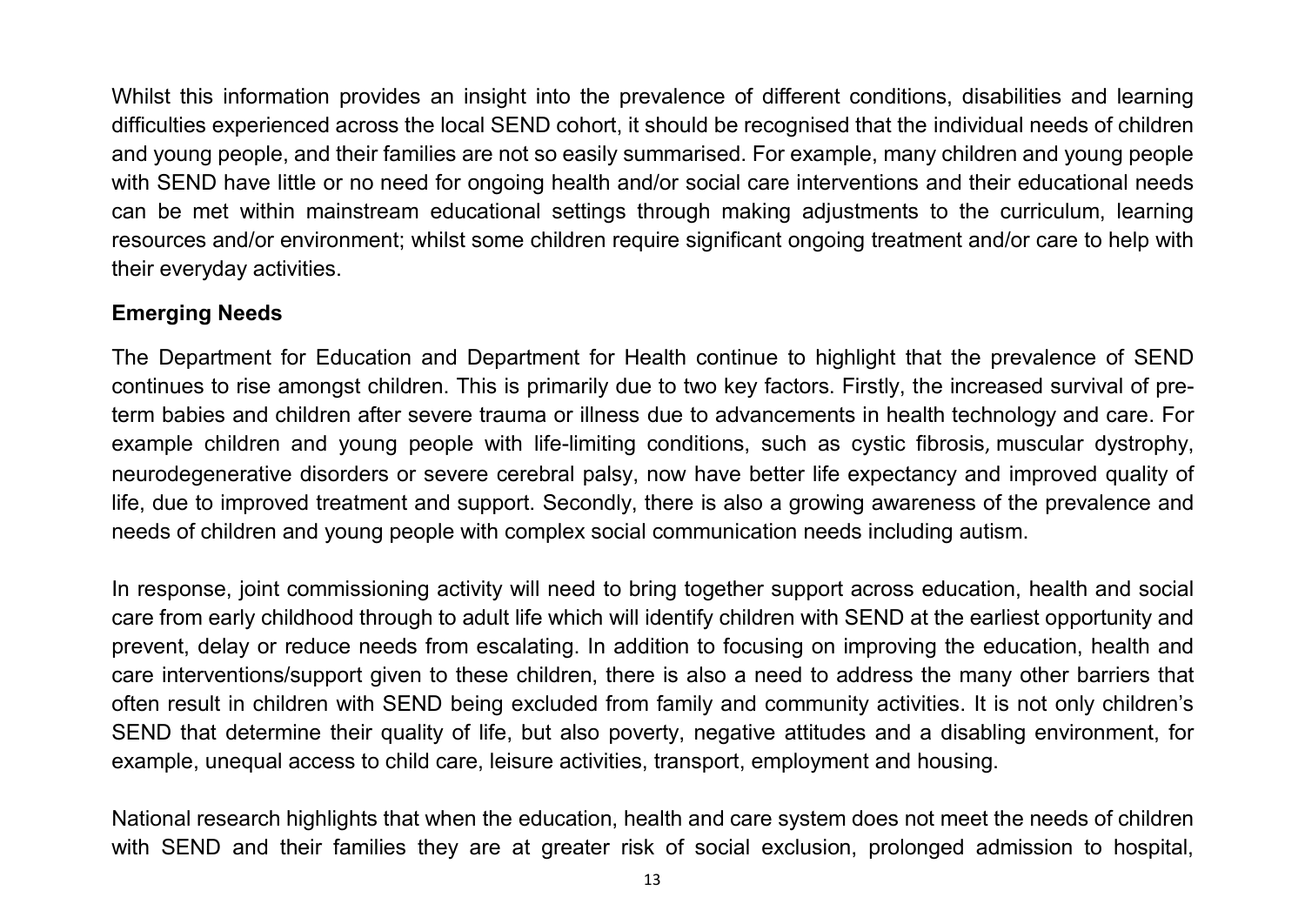Whilst this information provides an insight into the prevalence of different conditions, disabilities and learning difficulties experienced across the local SEND cohort, it should be recognised that the individual needs of children and young people, and their families are not so easily summarised. For example, many children and young people with SEND have little or no need for ongoing health and/or social care interventions and their educational needs can be met within mainstream educational settings through making adjustments to the curriculum, learning resources and/or environment; whilst some children require significant ongoing treatment and/or care to help with their everyday activities.

**Emerging Needs**

The Department for Education and Department for Health continue to highlight that the prevalence of SEND continues to rise amongst children. This is primarily due to two key factors. Firstly, the increased survival of pre-term babies and children after severe trauma or illness due to advancements in health technology and care. For example children and young people with life-limiting conditions, such as cystic fibrosis, muscular dystrophy, neurodegenerative disorders or severe cerebral palsy, now have better life expectancy and improved quality of life, due to improved treatment and support. Secondly, there is also a growing awareness of the prevalence and needs of children and young people with complex social communication needs including autism.

In response, joint commissioning activity will need to bring together support across education, health and social care from early childhood through to adult life which will identify children with SEND at the earliest opportunity and prevent, delay or reduce needs from escalating. In addition to focusing on improving the education, health and care interventions/support given to these children, there is also a need to address the many other barriers that often result in children with SEND being excluded from family and community activities. It is not only children's SEND that determine their quality of life, but also poverty, negative attitudes and a disabling environment, for example, unequal access to child care, leisure activities, transport, employment and housing.

National research highlights that when the education, health and care system does not meet the needs of children with SEND and their families they are at greater risk of social exclusion, prolonged admission to hospital,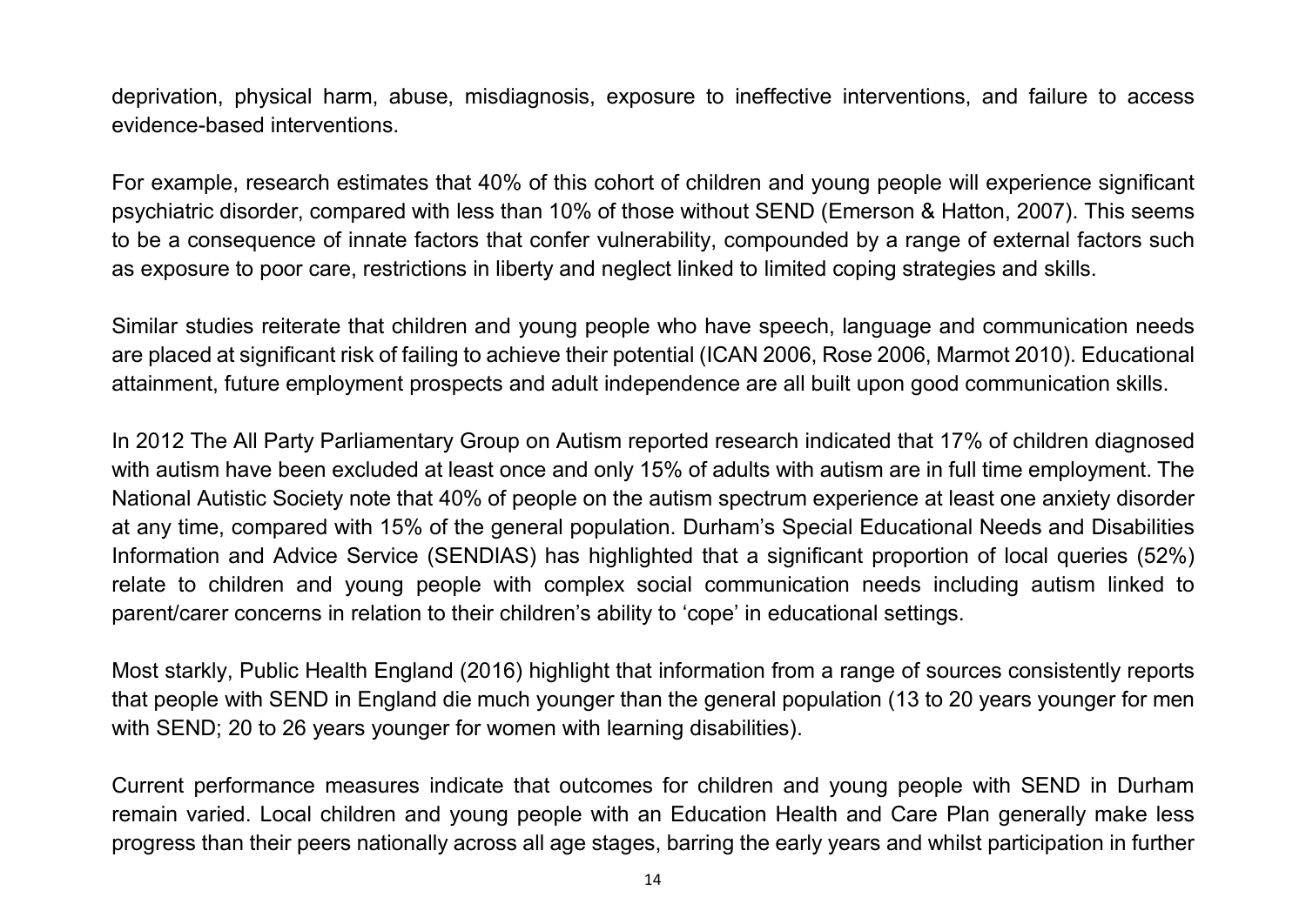deprivation, physical harm, abuse, misdiagnosis, exposure to ineffective interventions, and failure to access evidence-based interventions.

For example, research estimates that 40% of this cohort of children and young people will experience significant psychiatric disorder, compared with less than 10% of those without SEND (Emerson & Hatton, 2007). This seems to be a consequence of innate factors that confer vulnerability, compounded by a range of external factors such as exposure to poor care, restrictions in liberty and neglect linked to limited coping strategies and skills.

Similar studies reiterate that children and young people who have speech, language and communication needs are placed at significant risk of failing to achieve their potential (ICAN 2006, Rose 2006, Marmot 2010). Educational attainment, future employment prospects and adult independence are all built upon good communication skills.

In 2012 The All Party Parliamentary Group on Autism reported research indicated that 17% of children diagnosed with autism have been excluded at least once and only 15% of adults with autism are in full time employment. The National Autistic Society note that 40% of people on the autism spectrum experience at least one anxiety disorder at any time, compared with 15% of the general population. Durham's Special Educational Needs and Disabilities Information and Advice Service (SENDIAS) has highlighted that a significant proportion of local queries (52%) relate to children and young people with complex social communication needs including autism linked to parent/carer concerns in relation to their children's ability to 'cope' in educational settings.

Most starkly, Public Health England (2016) highlight that information from a range of sources consistently reports that people with SEND in England die much younger than the general population (13 to 20 years younger for men with SEND; 20 to 26 years younger for women with learning disabilities).

Current performance measures indicate that outcomes for children and young people with SEND in Durham remain varied. Local children and young people with an Education Health and Care Plan generally make less progress than their peers nationally across all age stages, barring the early years and whilst participation in further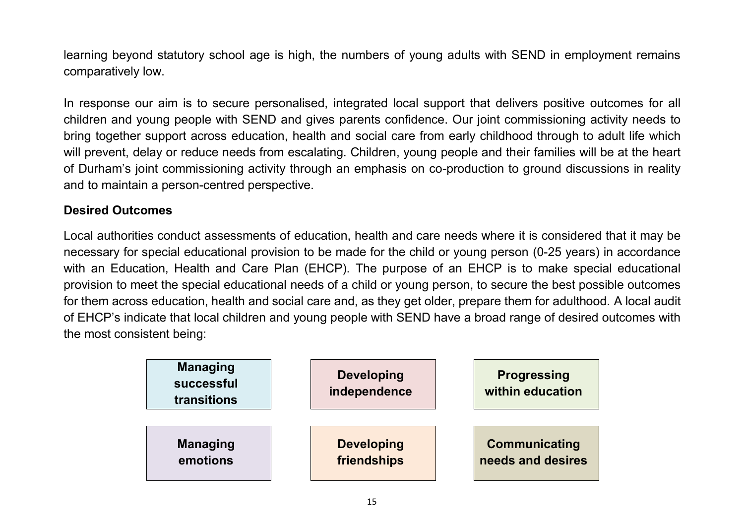learning beyond statutory school age is high, the numbers of young adults with SEND in employment remains comparatively low.

In response our aim is to secure personalised, integrated local support that delivers positive outcomes for all children and young people with SEND and gives parents confidence. Our joint commissioning activity needs to bring together support across education, health and social care from early childhood through to adult life which will prevent, delay or reduce needs from escalating. Children, young people and their families will be at the heart of Durham's joint commissioning activity through an emphasis on co-production to ground discussions in reality and to maintain a person-centred perspective.

**Desired Outcomes**

Local authorities conduct assessments of education, health and care needs where it is considered that it may be necessary for special educational provision to be made for the child or young person (0-25 years) in accordance with an Education, Health and Care Plan (EHCP). The purpose of an EHCP is to make special educational provision to meet the special educational needs of a child or young person, to secure the best possible outcomes for them across education, health and social care and, as they get older, prepare them for adulthood. A local audit of EHCP's indicate that local children and young people with SEND have a broad range of desired outcomes with the most consistent being:

- **Managing successful transitions**
- **Developing independence**
- **Progressing within education**
- **Managing emotions**
- **Developing friendships**
- **Communicating needs and desires**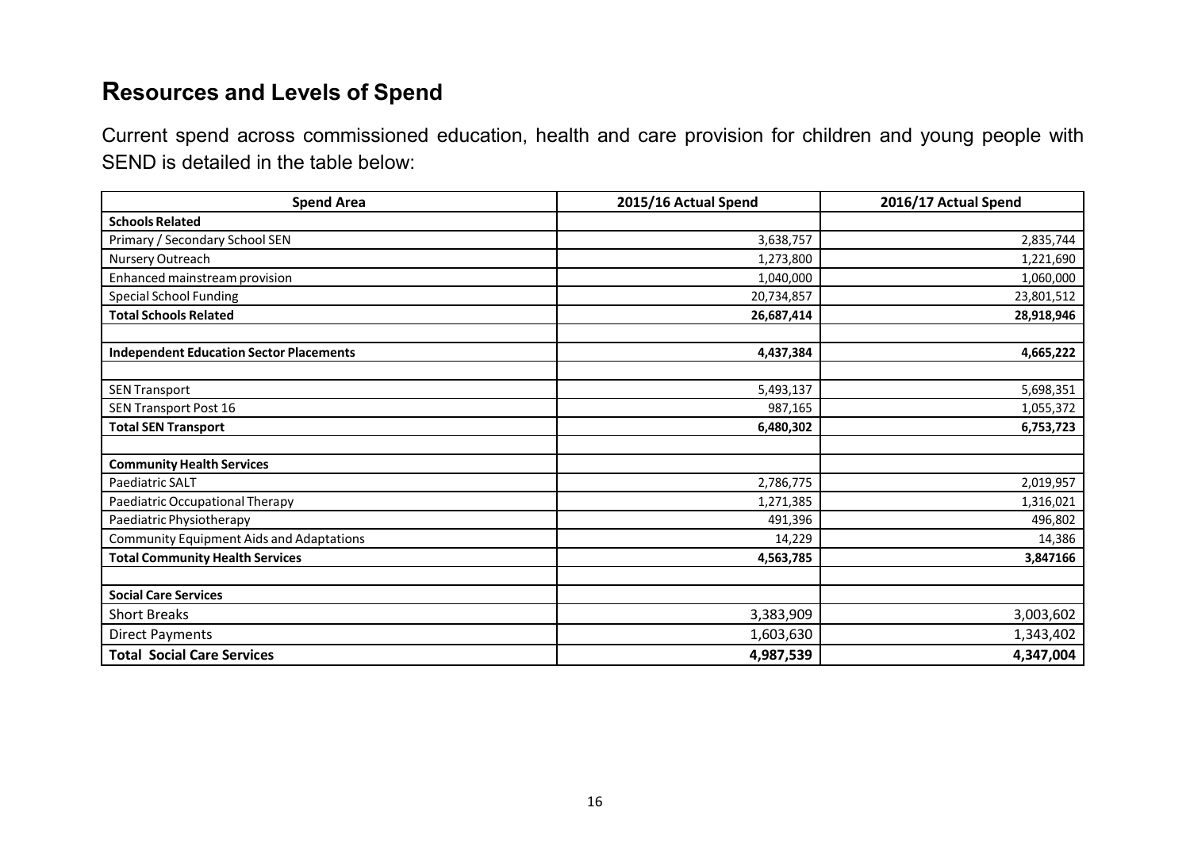## Resources and Levels of Spend

Current spend across commissioned education, health and care provision for children and young people with SEND is detailed in the table below:

| Spend Area | 2015/16 Actual Spend | 2016/17 Actual Spend |
|---|---|---|
| **Schools Related** | | |
| Primary / Secondary School SEN | 3,638,757 | 2,835,744 |
| Nursery Outreach | 1,273,800 | 1,221,690 |
| Enhanced mainstream provision | 1,040,000 | 1,060,000 |
| Special School Funding | 20,734,857 | 23,801,512 |
| **Total Schools Related** | **26,687,414** | **28,918,946** |
| | | |
| **Independent Education Sector Placements** | **4,437,384** | **4,665,222** |
| | | |
| SEN Transport | 5,493,137 | 5,698,351 |
| SEN Transport Post 16 | 987,165 | 1,055,372 |
| **Total SEN Transport** | **6,480,302** | **6,753,723** |
| | | |
| **Community Health Services** | | |
| Paediatric SALT | 2,786,775 | 2,019,957 |
| Paediatric Occupational Therapy | 1,271,385 | 1,316,021 |
| Paediatric Physiotherapy | 491,396 | 496,802 |
| Community Equipment Aids and Adaptations | 14,229 | 14,386 |
| **Total Community Health Services** | **4,563,785** | **3,847166** |
| | | |
| **Social Care Services** | | |
| Short Breaks | 3,383,909 | 3,003,602 |
| Direct Payments | 1,603,630 | 1,343,402 |
| **Total Social Care Services** | **4,987,539** | **4,347,004** |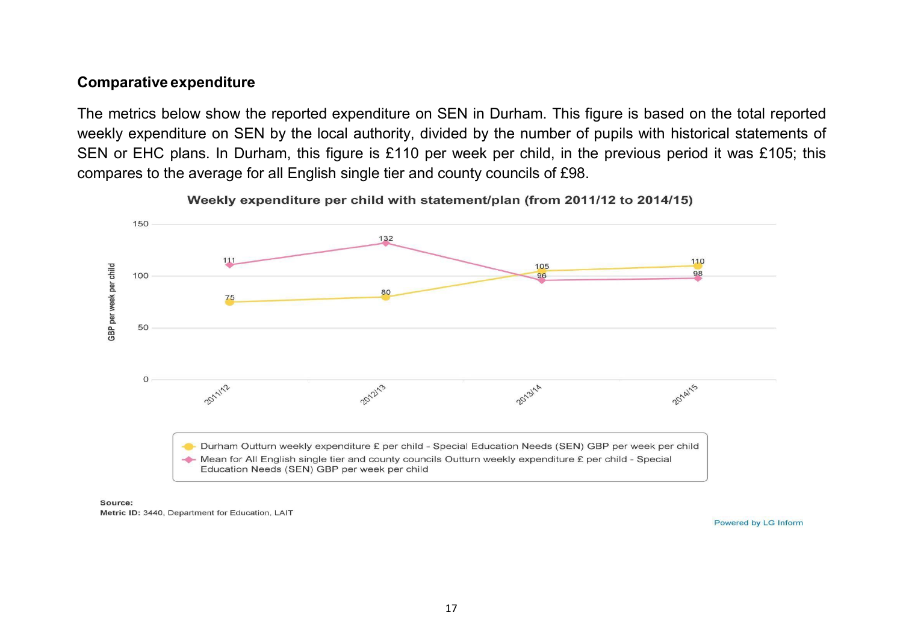## Comparative expenditure

The metrics below show the reported expenditure on SEN in Durham. This figure is based on the total reported weekly expenditure on SEN by the local authority, divided by the number of pupils with historical statements of SEN or EHC plans. In Durham, this figure is £110 per week per child, in the previous period it was £105; this compares to the average for all English single tier and county councils of £98.

**Weekly expenditure per child with statement/plan (from 2011/12 to 2014/15)**

| GBP per week per child | 2011/12 | 2012/13 | 2013/14 | 2014/15 |
|---|---|---|---|---|
| Durham Outturn weekly expenditure £ per child - Special Education Needs (SEN) GBP per week per child | 75 | 80 | 105 | 110 |
| Mean for All English single tier and county councils Outturn weekly expenditure £ per child - Special Education Needs (SEN) GBP per week per child | 111 | 132 | 96 | 98 |

**Source:**
**Metric ID:** 3440, Department for Education, LAIT

Powered by LG Inform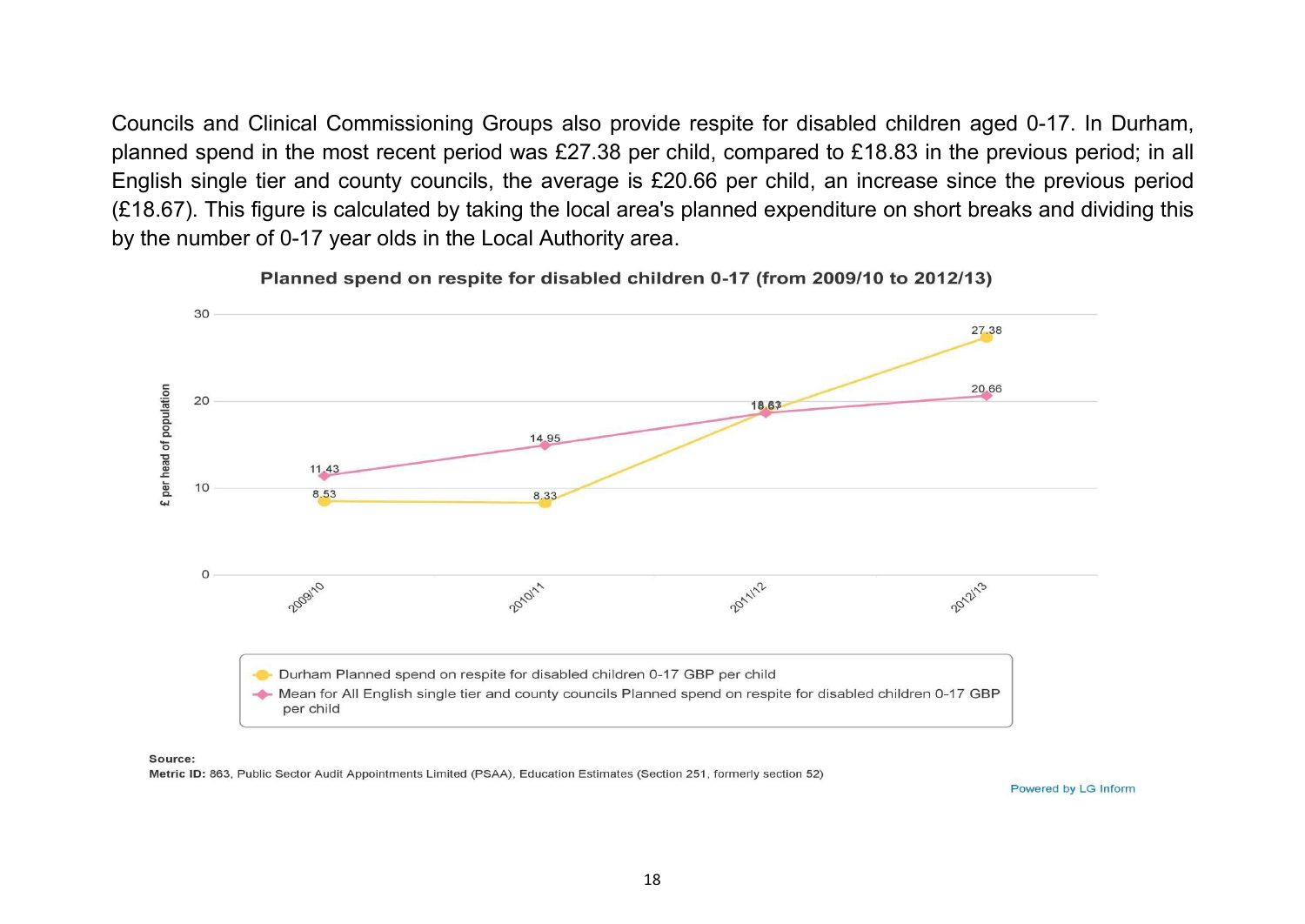Councils and Clinical Commissioning Groups also provide respite for disabled children aged 0-17. In Durham, planned spend in the most recent period was £27.38 per child, compared to £18.83 in the previous period; in all English single tier and county councils, the average is £20.66 per child, an increase since the previous period (£18.67). This figure is calculated by taking the local area's planned expenditure on short breaks and dividing this by the number of 0-17 year olds in the Local Authority area.

**Planned spend on respite for disabled children 0-17 (from 2009/10 to 2012/13)**

| £ per head of population | 2009/10 | 2010/11 | 2011/12 | 2012/13 |
|---|---|---|---|---|
| Durham Planned spend on respite for disabled children 0-17 GBP per child | 8.53 | 8.33 | 18.83 | 27.38 |
| Mean for All English single tier and county councils Planned spend on respite for disabled children 0-17 GBP per child | 11.43 | 14.95 | 18.67 | 20.66 |

**Source:**
**Metric ID:** 863, Public Sector Audit Appointments Limited (PSAA), Education Estimates (Section 251, formerly section 52)

Powered by LG Inform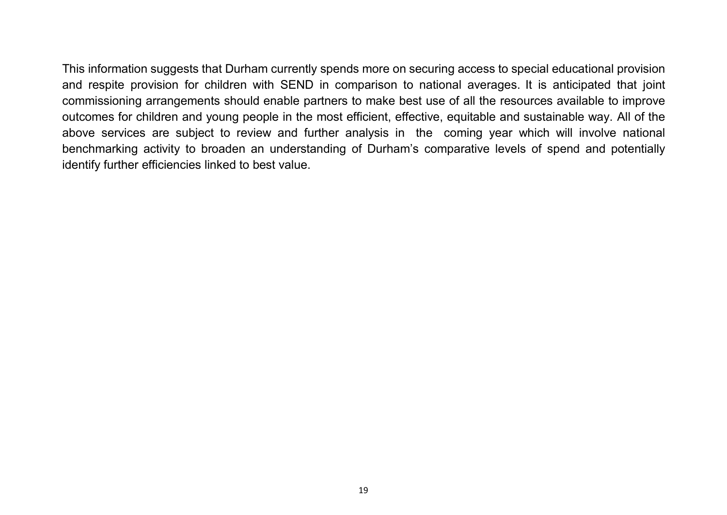This information suggests that Durham currently spends more on securing access to special educational provision and respite provision for children with SEND in comparison to national averages. It is anticipated that joint commissioning arrangements should enable partners to make best use of all the resources available to improve outcomes for children and young people in the most efficient, effective, equitable and sustainable way. All of the above services are subject to review and further analysis in the coming year which will involve national benchmarking activity to broaden an understanding of Durham's comparative levels of spend and potentially identify further efficiencies linked to best value.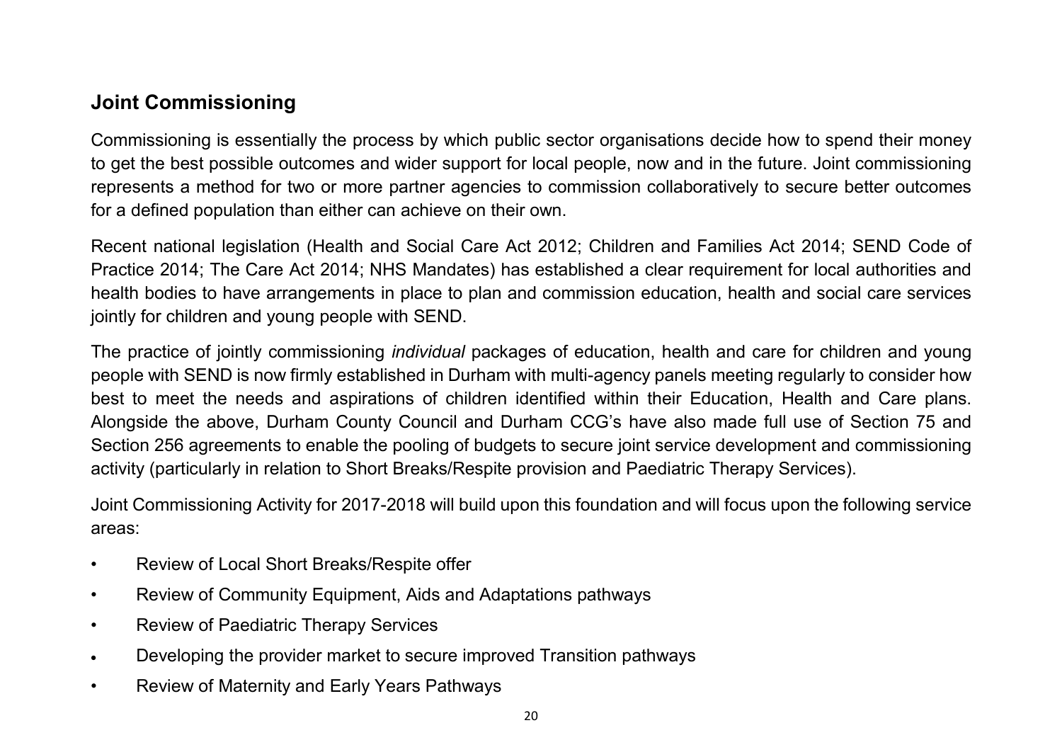## Joint Commissioning

Commissioning is essentially the process by which public sector organisations decide how to spend their money to get the best possible outcomes and wider support for local people, now and in the future. Joint commissioning represents a method for two or more partner agencies to commission collaboratively to secure better outcomes for a defined population than either can achieve on their own.

Recent national legislation (Health and Social Care Act 2012; Children and Families Act 2014; SEND Code of Practice 2014; The Care Act 2014; NHS Mandates) has established a clear requirement for local authorities and health bodies to have arrangements in place to plan and commission education, health and social care services jointly for children and young people with SEND.

The practice of jointly commissioning *individual* packages of education, health and care for children and young people with SEND is now firmly established in Durham with multi-agency panels meeting regularly to consider how best to meet the needs and aspirations of children identified within their Education, Health and Care plans. Alongside the above, Durham County Council and Durham CCG's have also made full use of Section 75 and Section 256 agreements to enable the pooling of budgets to secure joint service development and commissioning activity (particularly in relation to Short Breaks/Respite provision and Paediatric Therapy Services).

Joint Commissioning Activity for 2017-2018 will build upon this foundation and will focus upon the following service areas:

- Review of Local Short Breaks/Respite offer
- Review of Community Equipment, Aids and Adaptations pathways
- Review of Paediatric Therapy Services
- Developing the provider market to secure improved Transition pathways
- Review of Maternity and Early Years Pathways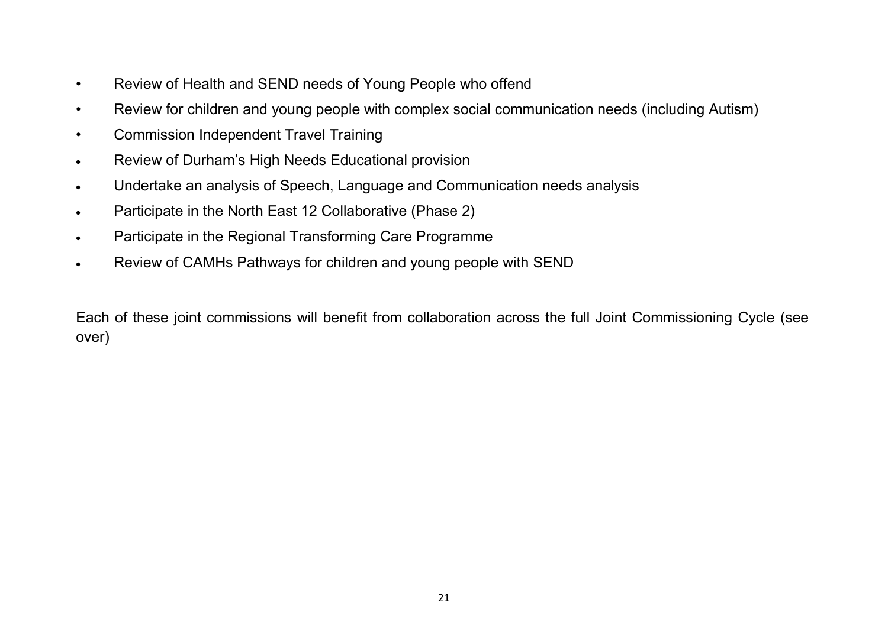- Review of Health and SEND needs of Young People who offend
- Review for children and young people with complex social communication needs (including Autism)
- Commission Independent Travel Training
- Review of Durham's High Needs Educational provision
- Undertake an analysis of Speech, Language and Communication needs analysis
- Participate in the North East 12 Collaborative (Phase 2)
- Participate in the Regional Transforming Care Programme
- Review of CAMHs Pathways for children and young people with SEND

Each of these joint commissions will benefit from collaboration across the full Joint Commissioning Cycle (see over)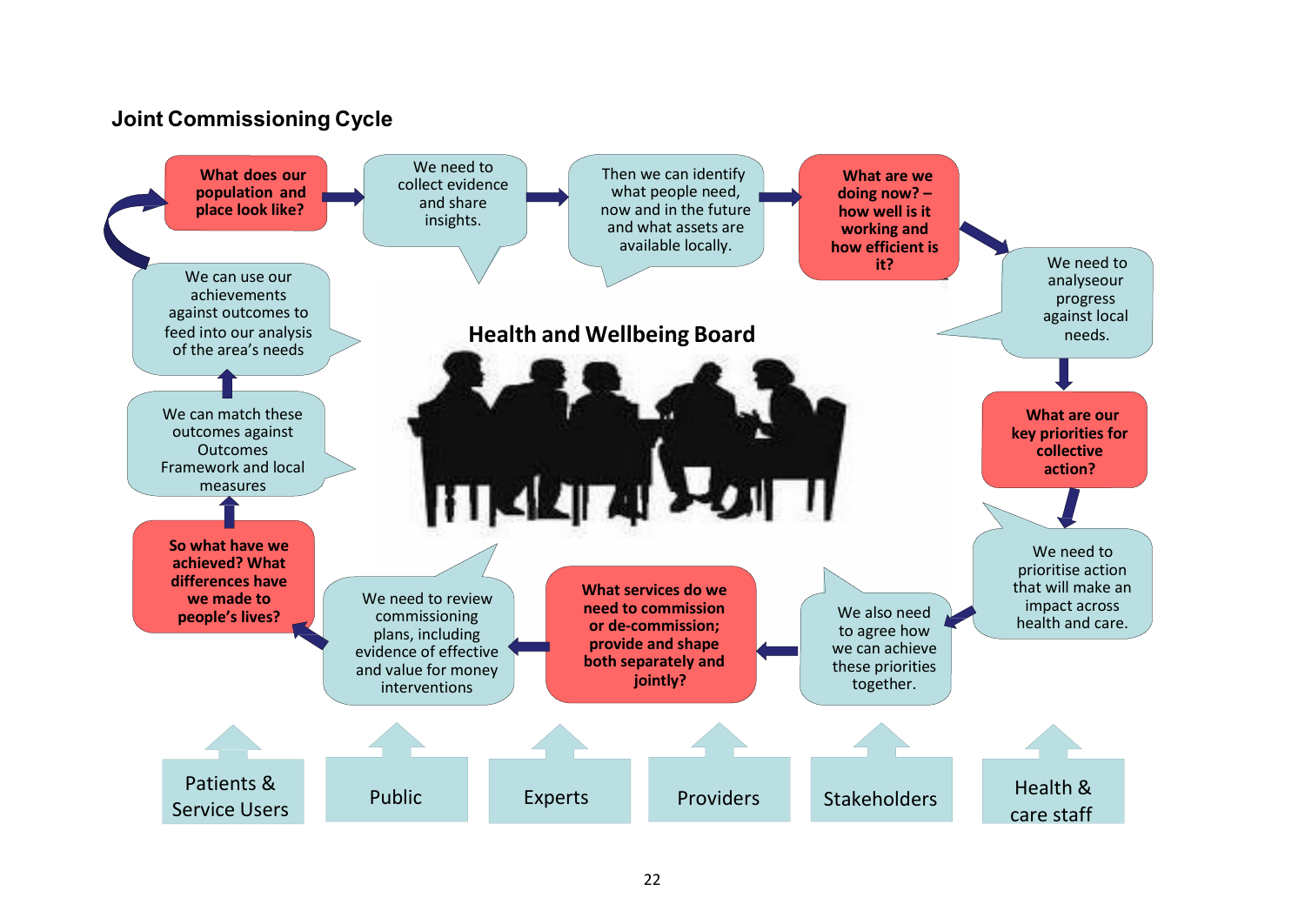## Joint Commissioning Cycle

**What does our population and place look like?**

We need to collect evidence and share insights.

Then we can identify what people need, now and in the future and what assets are available locally.

**What are we doing now? – how well is it working and how efficient is it?**

We need to analyseour progress against local needs.

**What are our key priorities for collective action?**

We need to prioritise action that will make an impact across health and care.

We also need to agree how we can achieve these priorities together.

**What services do we need to commission or de-commission; provide and shape both separately and jointly?**

We need to review commissioning plans, including evidence of effective and value for money interventions

**So what have we achieved? What differences have we made to people's lives?**

We can match these outcomes against Outcomes Framework and local measures

We can use our achievements against outcomes to feed into our analysis of the area's needs

**Health and Wellbeing Board**

Patients & Service Users | Public | Experts | Providers | Stakeholders | Health & care staff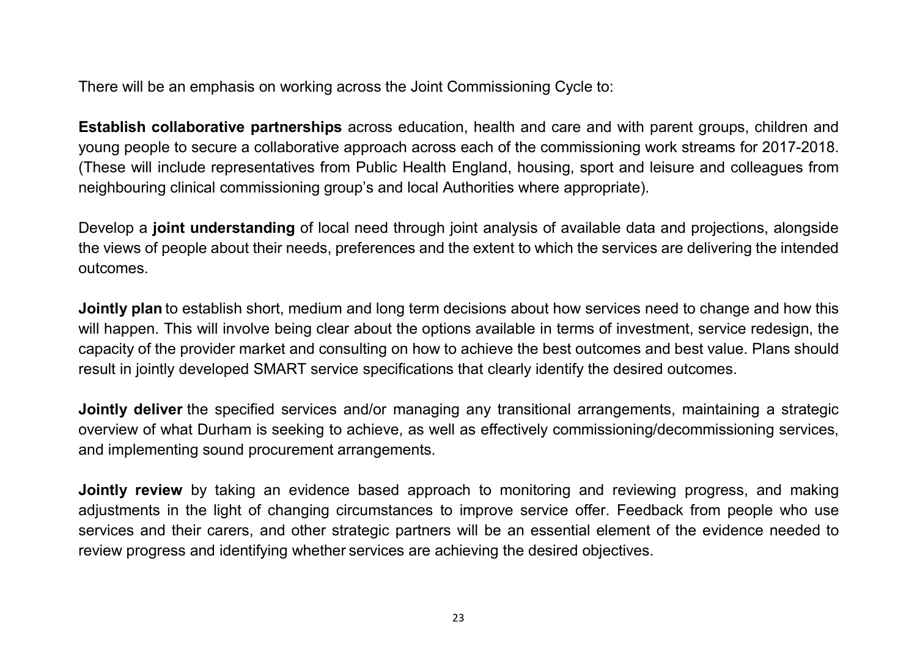There will be an emphasis on working across the Joint Commissioning Cycle to:

**Establish collaborative partnerships** across education, health and care and with parent groups, children and young people to secure a collaborative approach across each of the commissioning work streams for 2017-2018. (These will include representatives from Public Health England, housing, sport and leisure and colleagues from neighbouring clinical commissioning group's and local Authorities where appropriate).

Develop a **joint understanding** of local need through joint analysis of available data and projections, alongside the views of people about their needs, preferences and the extent to which the services are delivering the intended outcomes.

**Jointly plan** to establish short, medium and long term decisions about how services need to change and how this will happen. This will involve being clear about the options available in terms of investment, service redesign, the capacity of the provider market and consulting on how to achieve the best outcomes and best value. Plans should result in jointly developed SMART service specifications that clearly identify the desired outcomes.

**Jointly deliver** the specified services and/or managing any transitional arrangements, maintaining a strategic overview of what Durham is seeking to achieve, as well as effectively commissioning/decommissioning services, and implementing sound procurement arrangements.

**Jointly review** by taking an evidence based approach to monitoring and reviewing progress, and making adjustments in the light of changing circumstances to improve service offer. Feedback from people who use services and their carers, and other strategic partners will be an essential element of the evidence needed to review progress and identifying whether services are achieving the desired objectives.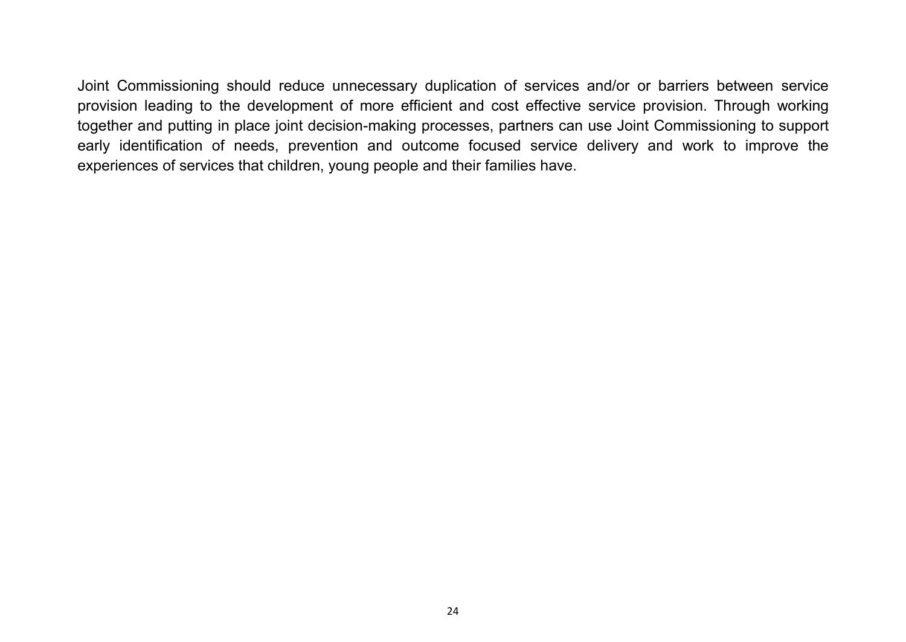Joint Commissioning should reduce unnecessary duplication of services and/or or barriers between service provision leading to the development of more efficient and cost effective service provision. Through working together and putting in place joint decision-making processes, partners can use Joint Commissioning to support early identification of needs, prevention and outcome focused service delivery and work to improve the experiences of services that children, young people and their families have.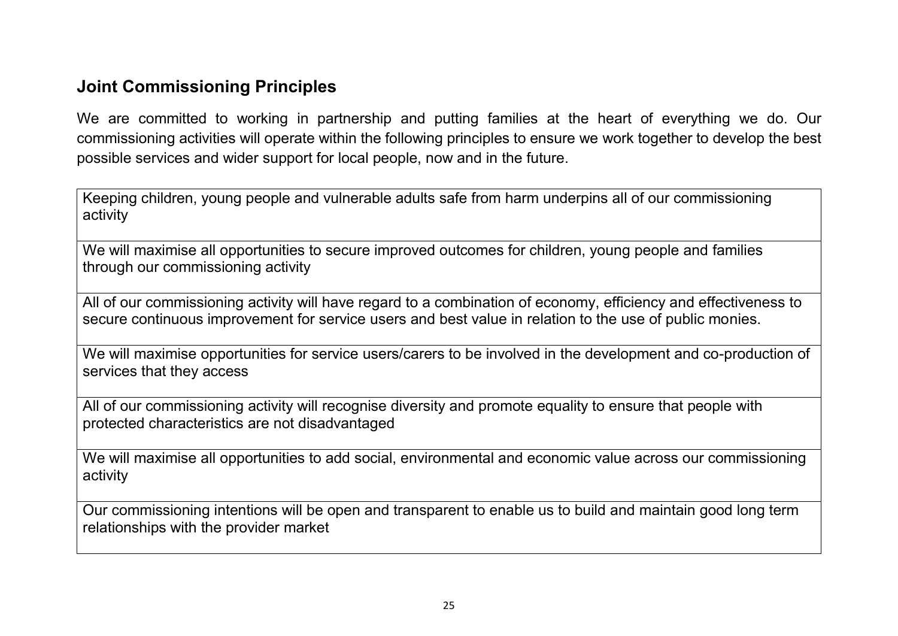## Joint Commissioning Principles

We are committed to working in partnership and putting families at the heart of everything we do. Our commissioning activities will operate within the following principles to ensure we work together to develop the best possible services and wider support for local people, now and in the future.

| |
|---|
| Keeping children, young people and vulnerable adults safe from harm underpins all of our commissioning activity |
| We will maximise all opportunities to secure improved outcomes for children, young people and families through our commissioning activity |
| All of our commissioning activity will have regard to a combination of economy, efficiency and effectiveness to secure continuous improvement for service users and best value in relation to the use of public monies. |
| We will maximise opportunities for service users/carers to be involved in the development and co-production of services that they access |
| All of our commissioning activity will recognise diversity and promote equality to ensure that people with protected characteristics are not disadvantaged |
| We will maximise all opportunities to add social, environmental and economic value across our commissioning activity |
| Our commissioning intentions will be open and transparent to enable us to build and maintain good long term relationships with the provider market |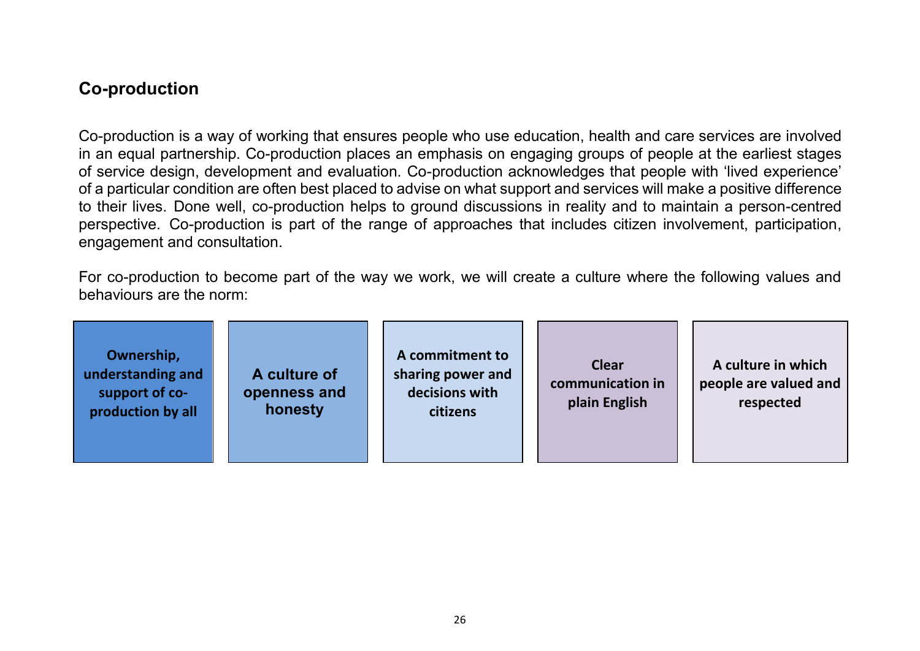## Co-production

Co-production is a way of working that ensures people who use education, health and care services are involved in an equal partnership. Co-production places an emphasis on engaging groups of people at the earliest stages of service design, development and evaluation. Co-production acknowledges that people with 'lived experience' of a particular condition are often best placed to advise on what support and services will make a positive difference to their lives. Done well, co-production helps to ground discussions in reality and to maintain a person-centred perspective. Co-production is part of the range of approaches that includes citizen involvement, participation, engagement and consultation.

For co-production to become part of the way we work, we will create a culture where the following values and behaviours are the norm:

- **Ownership, understanding and support of co-production by all**
- **A culture of openness and honesty**
- **A commitment to sharing power and decisions with citizens**
- **Clear communication in plain English**
- **A culture in which people are valued and respected**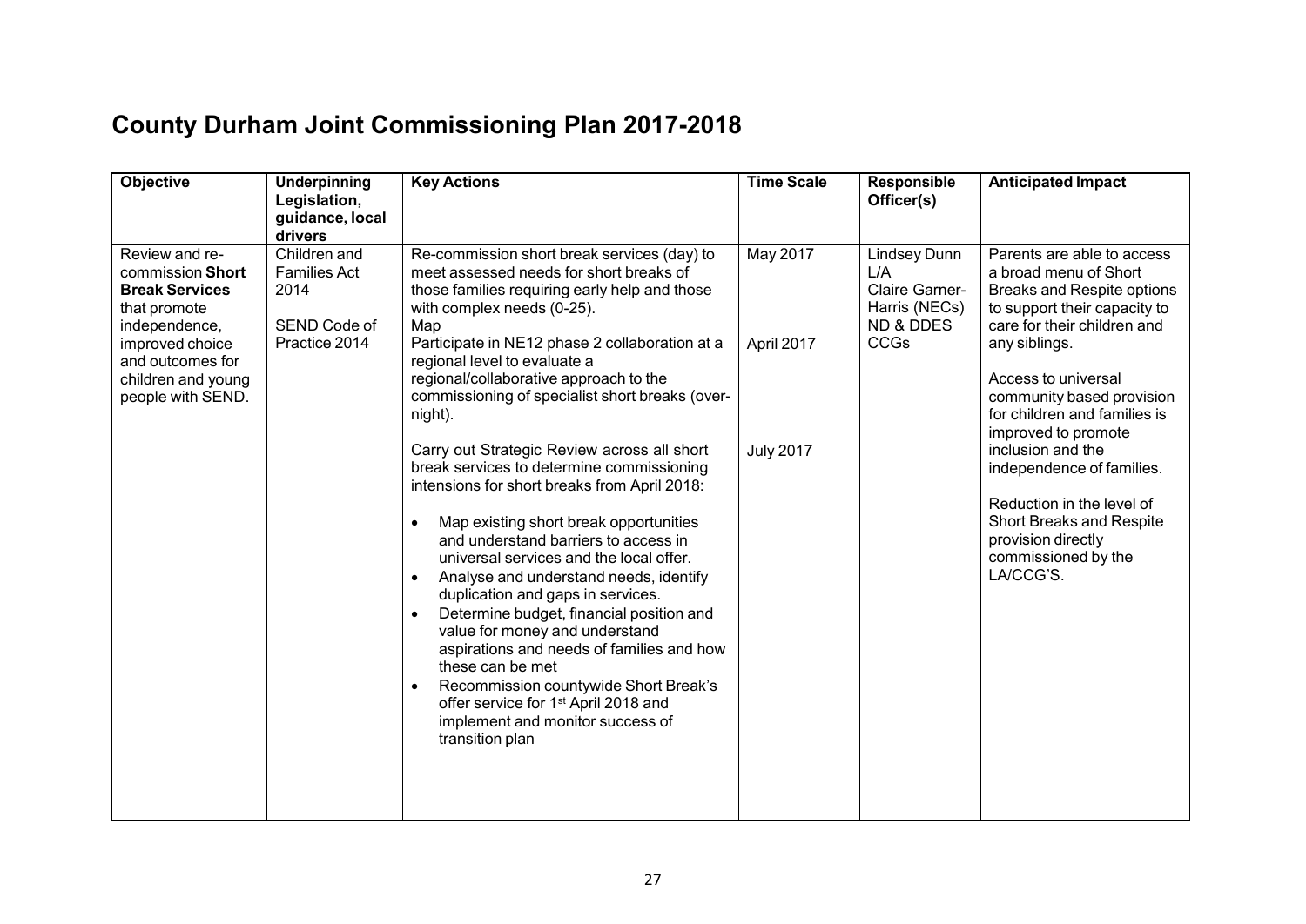# County Durham Joint Commissioning Plan 2017-2018

| Objective | Underpinning Legislation, guidance, local drivers | Key Actions | Time Scale | Responsible Officer(s) | Anticipated Impact |
|---|---|---|---|---|---|
| Review and re-commission **Short Break Services** that promote independence, improved choice and outcomes for children and young people with SEND. | Children and Families Act 2014<br><br>SEND Code of Practice 2014 | Re-commission short break services (day) to meet assessed needs for short breaks of those families requiring early help and those with complex needs (0-25).<br>Map<br>Participate in NE12 phase 2 collaboration at a regional level to evaluate a regional/collaborative approach to the commissioning of specialist short breaks (over-night).<br><br>Carry out Strategic Review across all short break services to determine commissioning intensions for short breaks from April 2018:<br><br>• Map existing short break opportunities and understand barriers to access in universal services and the local offer.<br>• Analyse and understand needs, identify duplication and gaps in services.<br>• Determine budget, financial position and value for money and understand aspirations and needs of families and how these can be met<br>• Recommission countywide Short Break's offer service for 1st April 2018 and implement and monitor success of transition plan | May 2017<br><br>April 2017<br><br>July 2017 | Lindsey Dunn L/A<br>Claire Garner-Harris (NECs)<br>ND & DDES CCGs | Parents are able to access a broad menu of Short Breaks and Respite options to support their capacity to care for their children and any siblings.<br><br>Access to universal community based provision for children and families is improved to promote inclusion and the independence of families.<br><br>Reduction in the level of Short Breaks and Respite provision directly commissioned by the LA/CCG'S. |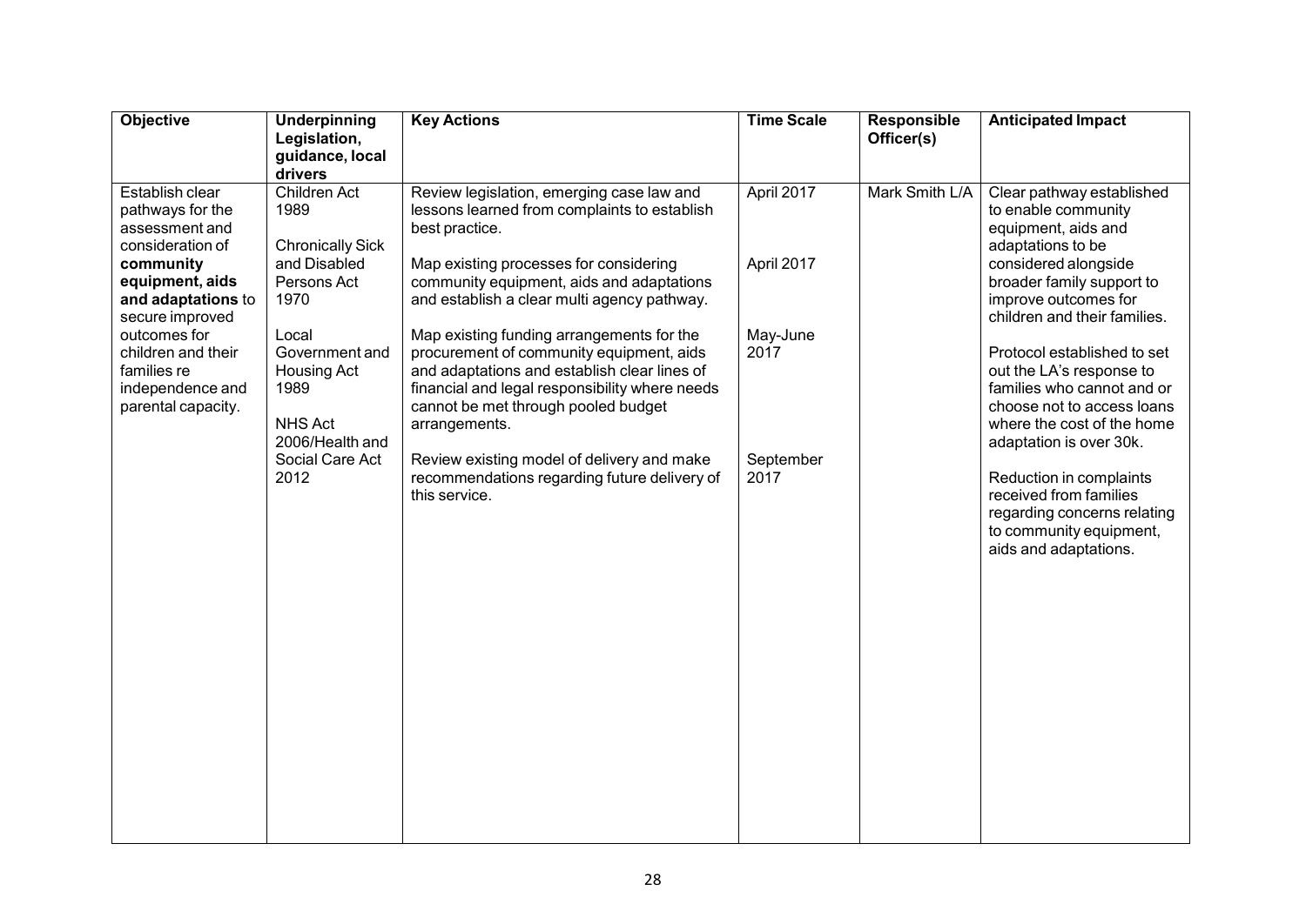| Objective | Underpinning Legislation, guidance, local drivers | Key Actions | Time Scale | Responsible Officer(s) | Anticipated Impact |
|---|---|---|---|---|---|
| Establish clear pathways for the assessment and consideration of **community equipment, aids and adaptations** to secure improved outcomes for children and their families re independence and parental capacity. | Children Act 1989<br><br>Chronically Sick and Disabled Persons Act 1970<br><br>Local Government and Housing Act 1989<br><br>NHS Act 2006/Health and Social Care Act 2012 | Review legislation, emerging case law and lessons learned from complaints to establish best practice.<br><br>Map existing processes for considering community equipment, aids and adaptations and establish a clear multi agency pathway.<br><br>Map existing funding arrangements for the procurement of community equipment, aids and adaptations and establish clear lines of financial and legal responsibility where needs cannot be met through pooled budget arrangements.<br><br>Review existing model of delivery and make recommendations regarding future delivery of this service. | April 2017<br><br>April 2017<br><br>May-June 2017<br><br>September 2017 | Mark Smith L/A | Clear pathway established to enable community equipment, aids and adaptations to be considered alongside broader family support to improve outcomes for children and their families.<br><br>Protocol established to set out the LA's response to families who cannot and or choose not to access loans where the cost of the home adaptation is over 30k.<br><br>Reduction in complaints received from families regarding concerns relating to community equipment, aids and adaptations. |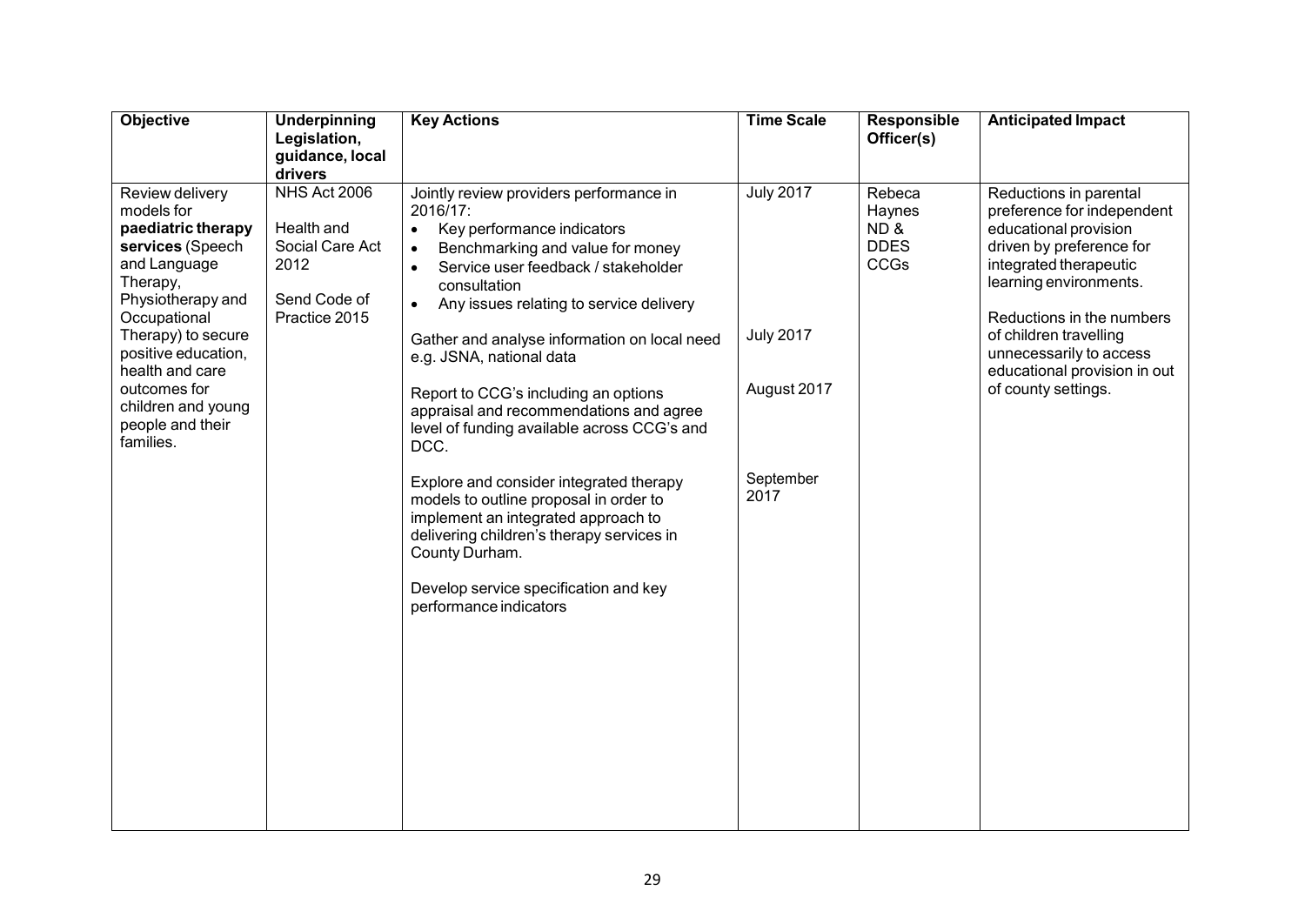| Objective | Underpinning Legislation, guidance, local drivers | Key Actions | Time Scale | Responsible Officer(s) | Anticipated Impact |
|---|---|---|---|---|---|
| Review delivery models for **paediatric therapy services** (Speech and Language Therapy, Physiotherapy and Occupational Therapy) to secure positive education, health and care outcomes for children and young people and their families. | NHS Act 2006<br><br>Health and Social Care Act 2012<br><br>Send Code of Practice 2015 | Jointly review providers performance in 2016/17:<br>• Key performance indicators<br>• Benchmarking and value for money<br>• Service user feedback / stakeholder consultation<br>• Any issues relating to service delivery | July 2017 | Rebeca Haynes ND & DDES CCGs | Reductions in parental preference for independent educational provision driven by preference for integrated therapeutic learning environments.<br><br>Reductions in the numbers of children travelling unnecessarily to access educational provision in out of county settings. |
| | | Gather and analyse information on local need e.g. JSNA, national data | July 2017 | | |
| | | Report to CCG's including an options appraisal and recommendations and agree level of funding available across CCG's and DCC. | August 2017 | | |
| | | Explore and consider integrated therapy models to outline proposal in order to implement an integrated approach to delivering children's therapy services in County Durham. | September 2017 | | |
| | | Develop service specification and key performance indicators | | | |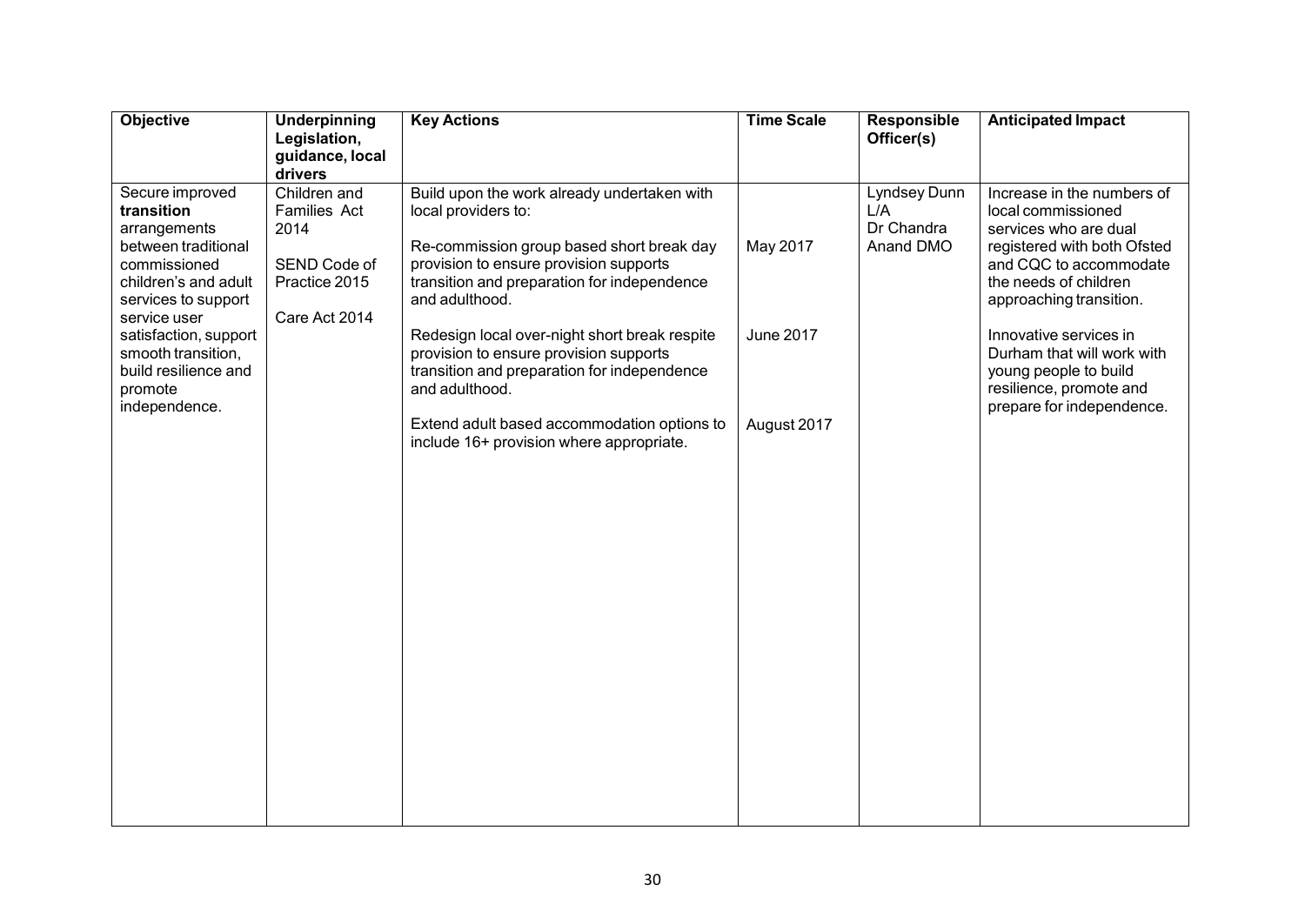| Objective | Underpinning Legislation, guidance, local drivers | Key Actions | Time Scale | Responsible Officer(s) | Anticipated Impact |
|---|---|---|---|---|---|
| Secure improved **transition** arrangements between traditional commissioned children's and adult services to support service user satisfaction, support smooth transition, build resilience and promote independence. | Children and Families Act 2014<br><br>SEND Code of Practice 2015<br><br>Care Act 2014 | Build upon the work already undertaken with local providers to:<br><br>Re-commission group based short break day provision to ensure provision supports transition and preparation for independence and adulthood.<br><br>Redesign local over-night short break respite provision to ensure provision supports transition and preparation for independence and adulthood.<br><br>Extend adult based accommodation options to include 16+ provision where appropriate. | <br><br>May 2017<br><br><br>June 2017<br><br><br>August 2017 | Lyndsey Dunn L/A<br>Dr Chandra Anand DMO | Increase in the numbers of local commissioned services who are dual registered with both Ofsted and CQC to accommodate the needs of children approaching transition.<br><br>Innovative services in Durham that will work with young people to build resilience, promote and prepare for independence. |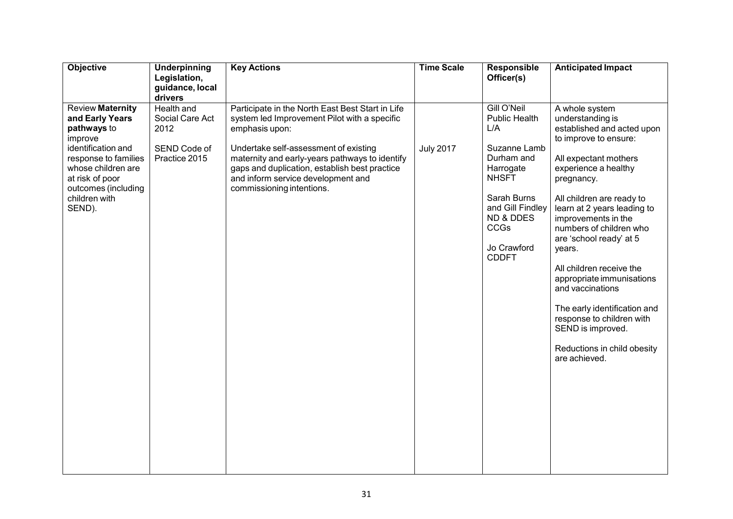| Objective | Underpinning Legislation, guidance, local drivers | Key Actions | Time Scale | Responsible Officer(s) | Anticipated Impact |
|---|---|---|---|---|---|
| Review **Maternity and Early Years pathways** to improve identification and response to families whose children are at risk of poor outcomes (including children with SEND). | Health and Social Care Act 2012<br><br>SEND Code of Practice 2015 | Participate in the North East Best Start in Life system led Improvement Pilot with a specific emphasis upon:<br><br>Undertake self-assessment of existing maternity and early-years pathways to identify gaps and duplication, establish best practice and inform service development and commissioning intentions. | July 2017 | Gill O'Neil Public Health L/A<br><br>Suzanne Lamb Durham and Harrogate NHSFT<br><br>Sarah Burns and Gill Findley ND & DDES CCGs<br><br>Jo Crawford CDDFT | A whole system understanding is established and acted upon to improve to ensure:<br><br>All expectant mothers experience a healthy pregnancy.<br><br>All children are ready to learn at 2 years leading to improvements in the numbers of children who are 'school ready' at 5 years.<br><br>All children receive the appropriate immunisations and vaccinations<br><br>The early identification and response to children with SEND is improved.<br><br>Reductions in child obesity are achieved. |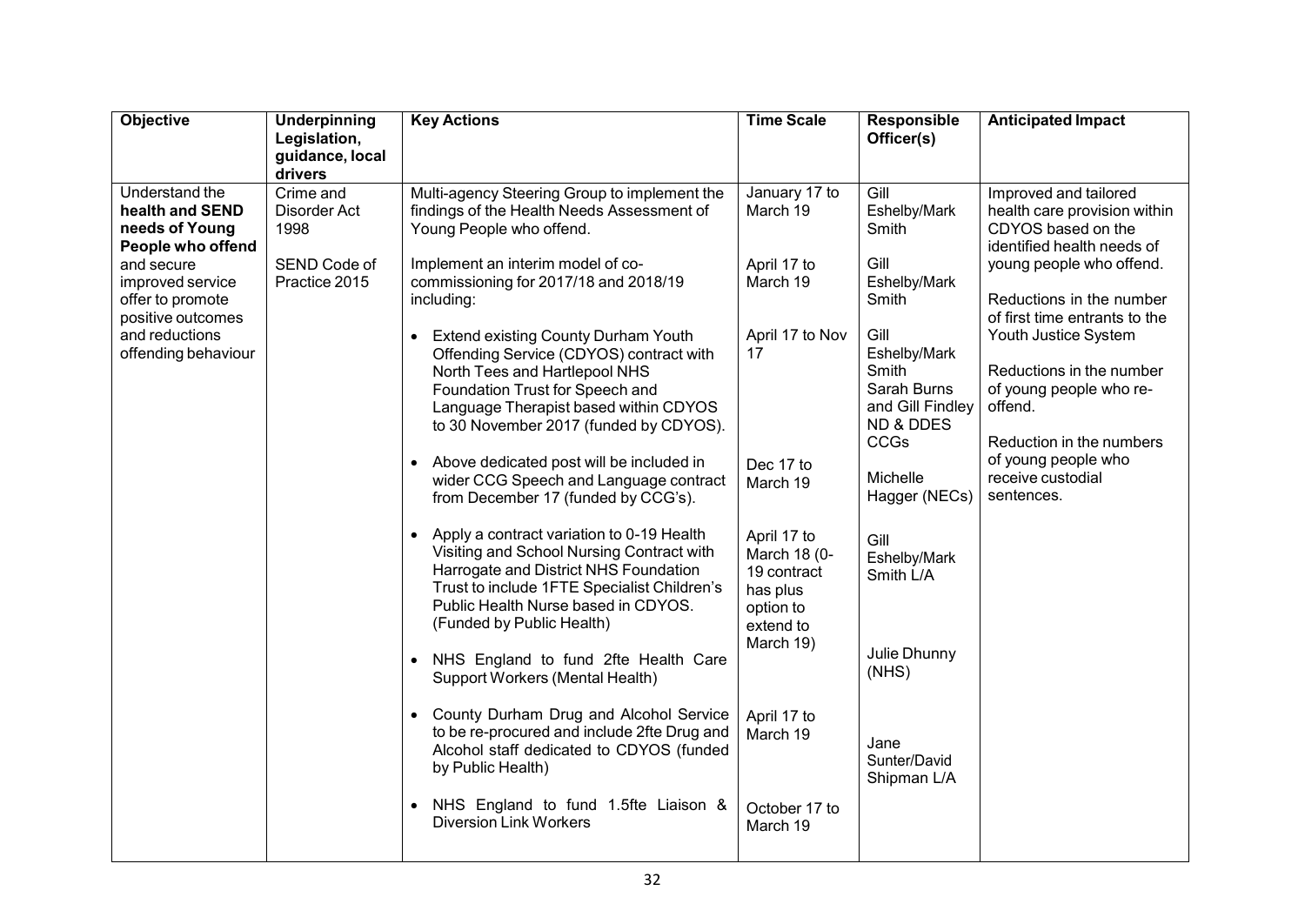| Objective | Underpinning Legislation, guidance, local drivers | Key Actions | Time Scale | Responsible Officer(s) | Anticipated Impact |
|---|---|---|---|---|---|
| Understand the **health and SEND needs of Young People who offend** and secure improved service offer to promote positive outcomes and reductions offending behaviour | Crime and Disorder Act 1998<br><br>SEND Code of Practice 2015 | Multi-agency Steering Group to implement the findings of the Health Needs Assessment of Young People who offend.<br><br>Implement an interim model of co-commissioning for 2017/18 and 2018/19 including:<br><br>• Extend existing County Durham Youth Offending Service (CDYOS) contract with North Tees and Hartlepool NHS Foundation Trust for Speech and Language Therapist based within CDYOS to 30 November 2017 (funded by CDYOS).<br><br>• Above dedicated post will be included in wider CCG Speech and Language contract from December 17 (funded by CCG's).<br><br>• Apply a contract variation to 0-19 Health Visiting and School Nursing Contract with Harrogate and District NHS Foundation Trust to include 1FTE Specialist Children's Public Health Nurse based in CDYOS. (Funded by Public Health)<br><br>• NHS England to fund 2fte Health Care Support Workers (Mental Health)<br><br>• County Durham Drug and Alcohol Service to be re-procured and include 2fte Drug and Alcohol staff dedicated to CDYOS (funded by Public Health)<br><br>• NHS England to fund 1.5fte Liaison & Diversion Link Workers | January 17 to March 19<br><br>April 17 to March 19<br><br>April 17 to Nov 17<br><br>Dec 17 to March 19<br><br>April 17 to March 18 (0-19 contract has plus option to extend to March 19)<br><br>April 17 to March 19<br><br>October 17 to March 19 | Gill Eshelby/Mark Smith<br><br>Gill Eshelby/Mark Smith<br><br>Gill Eshelby/Mark Smith<br>Sarah Burns and Gill Findley ND & DDES CCGs<br><br>Michelle Hagger (NECs)<br><br>Gill Eshelby/Mark Smith L/A<br><br>Julie Dhunny (NHS)<br><br>Jane Sunter/David Shipman L/A | Improved and tailored health care provision within CDYOS based on the identified health needs of young people who offend.<br><br>Reductions in the number of first time entrants to the Youth Justice System<br><br>Reductions in the number of young people who re-offend.<br><br>Reduction in the numbers of young people who receive custodial sentences. |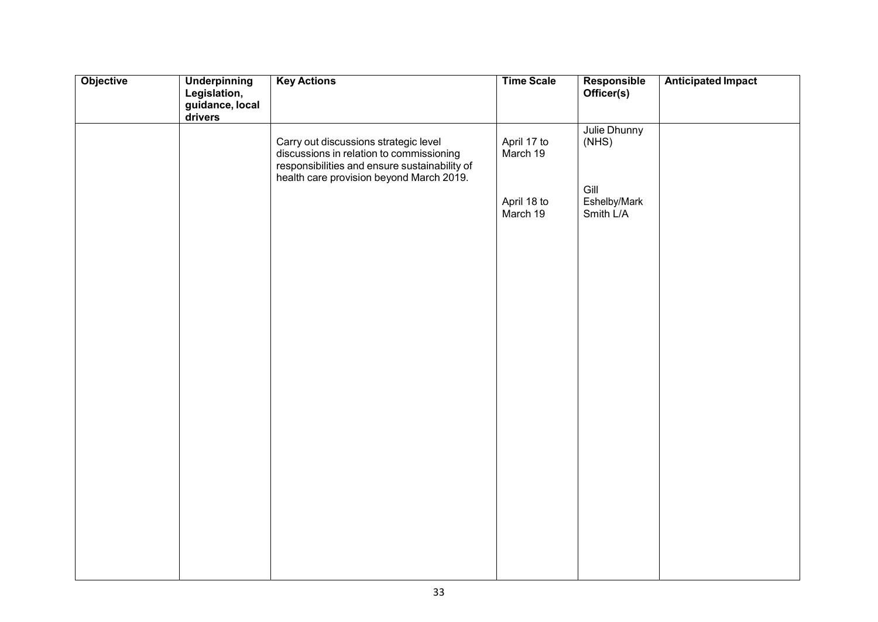| Objective | Underpinning Legislation, guidance, local drivers | Key Actions | Time Scale | Responsible Officer(s) | Anticipated Impact |
| --- | --- | --- | --- | --- | --- |
| | | Carry out discussions strategic level discussions in relation to commissioning responsibilities and ensure sustainability of health care provision beyond March 2019. | April 17 to March 19<br><br>April 18 to March 19 | Julie Dhunny (NHS)<br><br>Gill Eshelby/Mark Smith L/A | |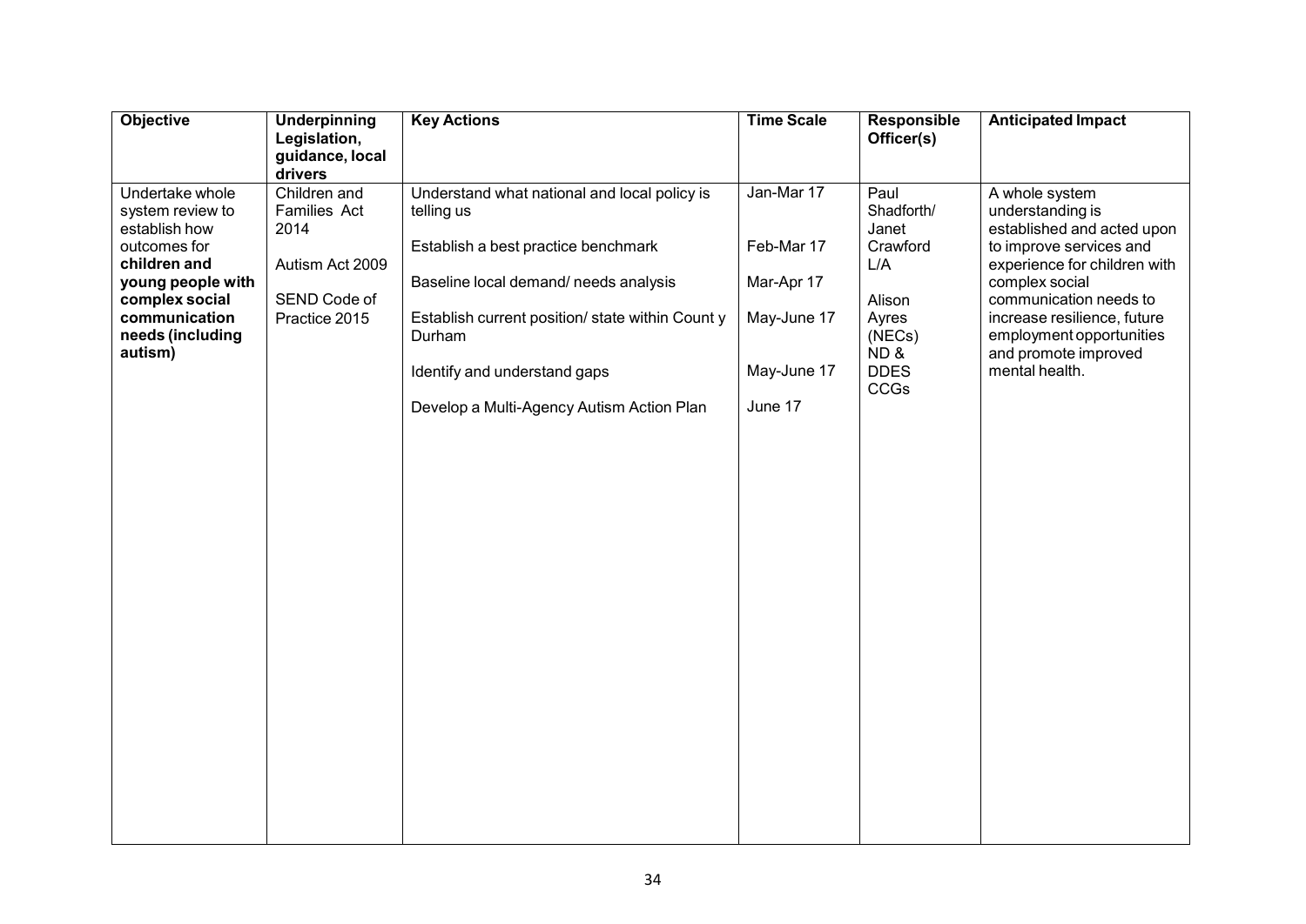| Objective | Underpinning Legislation, guidance, local drivers | Key Actions | Time Scale | Responsible Officer(s) | Anticipated Impact |
|---|---|---|---|---|---|
| Undertake whole system review to establish how outcomes for **children and young people with complex social communication needs (including autism)** | Children and Families Act 2014<br><br>Autism Act 2009<br><br>SEND Code of Practice 2015 | Understand what national and local policy is telling us<br><br>Establish a best practice benchmark<br><br>Baseline local demand/ needs analysis<br><br>Establish current position/ state within Count y Durham<br><br>Identify and understand gaps<br><br>Develop a Multi-Agency Autism Action Plan | Jan-Mar 17<br><br>Feb-Mar 17<br><br>Mar-Apr 17<br><br>May-June 17<br><br>May-June 17<br><br>June 17 | Paul Shadforth/ Janet Crawford L/A<br><br>Alison Ayres (NECs) ND & DDES CCGs | A whole system understanding is established and acted upon to improve services and experience for children with complex social communication needs to increase resilience, future employment opportunities and promote improved mental health. |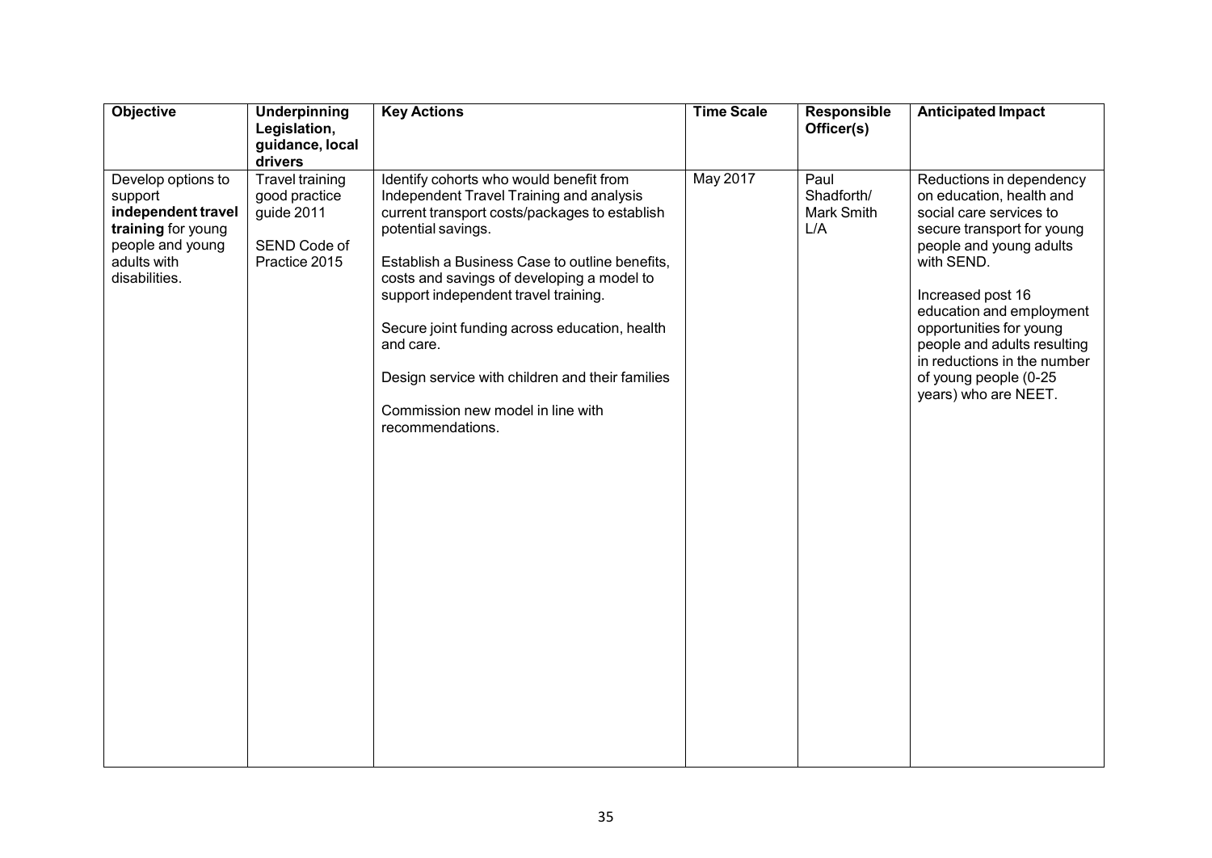| Objective | Underpinning Legislation, guidance, local drivers | Key Actions | Time Scale | Responsible Officer(s) | Anticipated Impact |
|---|---|---|---|---|---|
| Develop options to support **independent travel training** for young people and young adults with disabilities. | Travel training good practice guide 2011<br><br>SEND Code of Practice 2015 | Identify cohorts who would benefit from Independent Travel Training and analysis current transport costs/packages to establish potential savings.<br><br>Establish a Business Case to outline benefits, costs and savings of developing a model to support independent travel training.<br><br>Secure joint funding across education, health and care.<br><br>Design service with children and their families<br><br>Commission new model in line with recommendations. | May 2017 | Paul Shadforth/ Mark Smith L/A | Reductions in dependency on education, health and social care services to secure transport for young people and young adults with SEND.<br><br>Increased post 16 education and employment opportunities for young people and adults resulting in reductions in the number of young people (0-25 years) who are NEET. |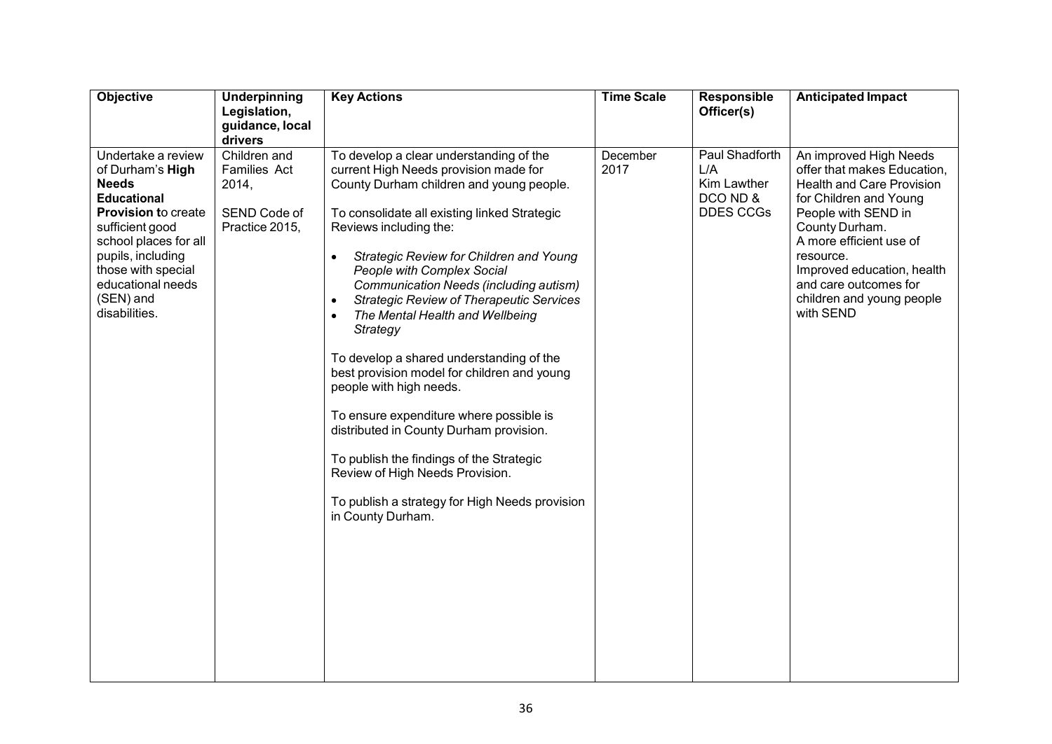| Objective | Underpinning Legislation, guidance, local drivers | Key Actions | Time Scale | Responsible Officer(s) | Anticipated Impact |
|---|---|---|---|---|---|
| Undertake a review of Durham's **High Needs Educational Provision t**o create sufficient good school places for all pupils, including those with special educational needs (SEN) and disabilities. | Children and Families Act 2014,<br><br>SEND Code of Practice 2015, | To develop a clear understanding of the current High Needs provision made for County Durham children and young people.<br><br>To consolidate all existing linked Strategic Reviews including the:<br><br>• *Strategic Review for Children and Young People with Complex Social Communication Needs (including autism)*<br>• *Strategic Review of Therapeutic Services*<br>• *The Mental Health and Wellbeing Strategy*<br><br>To develop a shared understanding of the best provision model for children and young people with high needs.<br><br>To ensure expenditure where possible is distributed in County Durham provision.<br><br>To publish the findings of the Strategic Review of High Needs Provision.<br><br>To publish a strategy for High Needs provision in County Durham. | December 2017 | Paul Shadforth L/A<br>Kim Lawther DCO ND & DDES CCGs | An improved High Needs offer that makes Education, Health and Care Provision for Children and Young People with SEND in County Durham.<br>A more efficient use of resource.<br>Improved education, health and care outcomes for children and young people with SEND |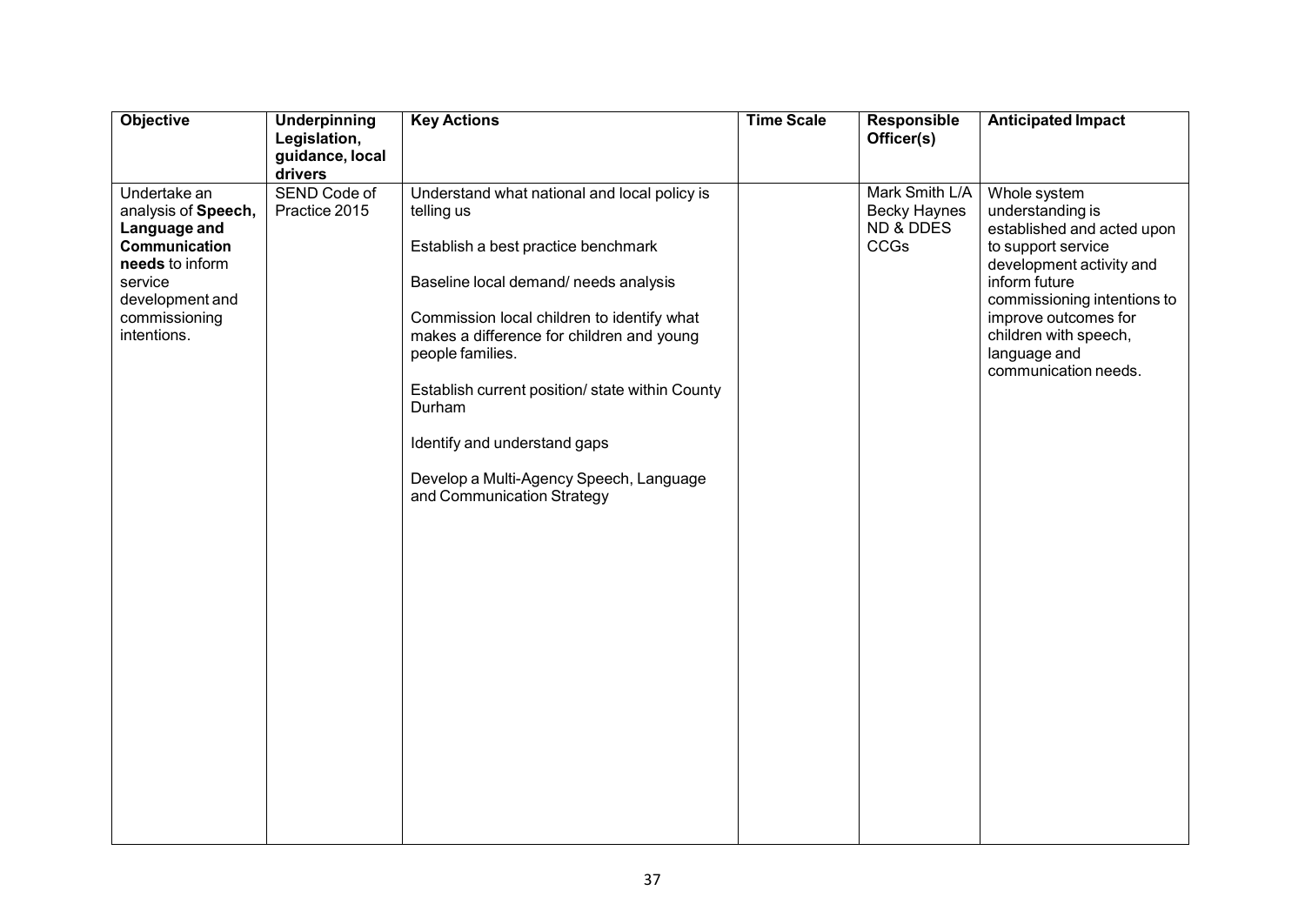| Objective | Underpinning Legislation, guidance, local drivers | Key Actions | Time Scale | Responsible Officer(s) | Anticipated Impact |
|---|---|---|---|---|---|
| Undertake an analysis of **Speech, Language and Communication needs** to inform service development and commissioning intentions. | SEND Code of Practice 2015 | Understand what national and local policy is telling us<br><br>Establish a best practice benchmark<br><br>Baseline local demand/ needs analysis<br><br>Commission local children to identify what makes a difference for children and young people families.<br><br>Establish current position/ state within County Durham<br><br>Identify and understand gaps<br><br>Develop a Multi-Agency Speech, Language and Communication Strategy | | Mark Smith L/A<br>Becky Haynes ND & DDES CCGs | Whole system understanding is established and acted upon to support service development activity and inform future commissioning intentions to improve outcomes for children with speech, language and communication needs. |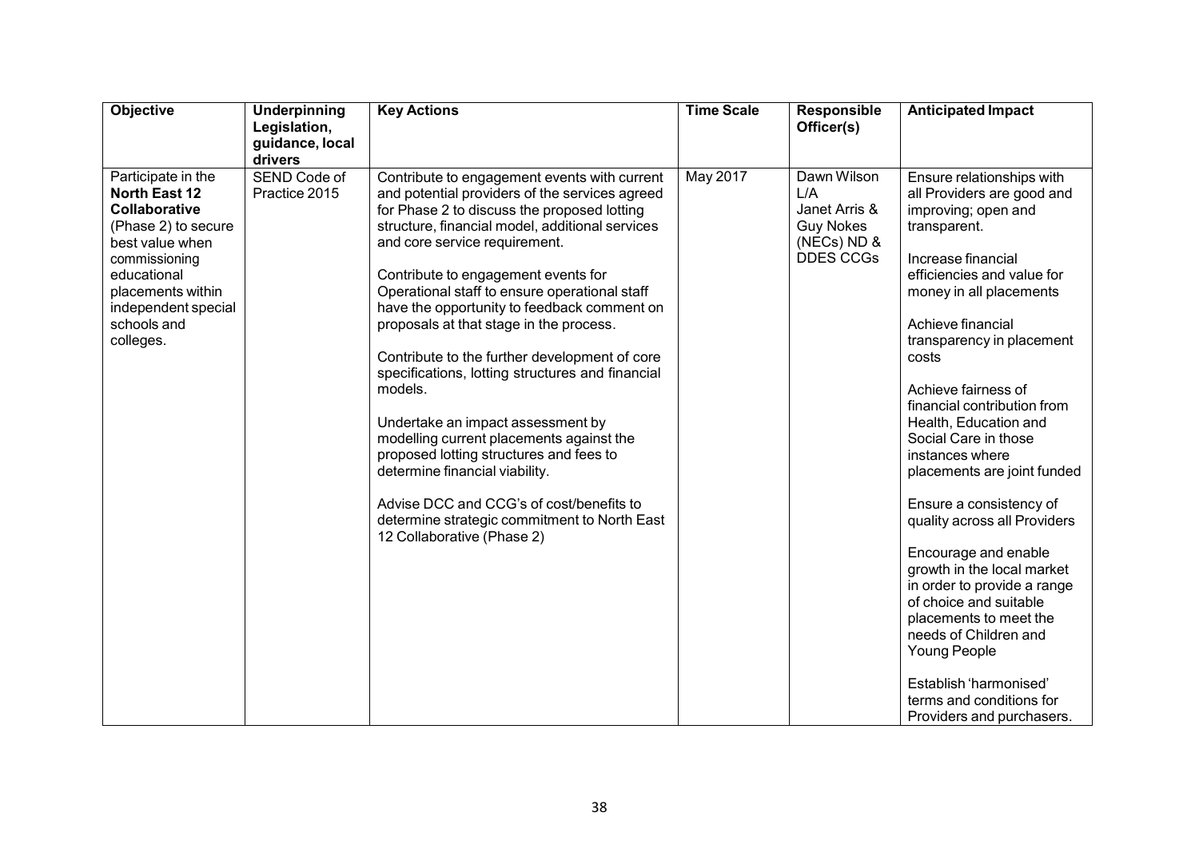| Objective | Underpinning Legislation, guidance, local drivers | Key Actions | Time Scale | Responsible Officer(s) | Anticipated Impact |
|---|---|---|---|---|---|
| Participate in the **North East 12 Collaborative** (Phase 2) to secure best value when commissioning educational placements within independent special schools and colleges. | SEND Code of Practice 2015 | Contribute to engagement events with current and potential providers of the services agreed for Phase 2 to discuss the proposed lotting structure, financial model, additional services and core service requirement.<br><br>Contribute to engagement events for Operational staff to ensure operational staff have the opportunity to feedback comment on proposals at that stage in the process.<br><br>Contribute to the further development of core specifications, lotting structures and financial models.<br><br>Undertake an impact assessment by modelling current placements against the proposed lotting structures and fees to determine financial viability.<br><br>Advise DCC and CCG's of cost/benefits to determine strategic commitment to North East 12 Collaborative (Phase 2) | May 2017 | Dawn Wilson L/A Janet Arris & Guy Nokes (NECs) ND & DDES CCGs | Ensure relationships with all Providers are good and improving; open and transparent.<br><br>Increase financial efficiencies and value for money in all placements<br><br>Achieve financial transparency in placement costs<br><br>Achieve fairness of financial contribution from Health, Education and Social Care in those instances where placements are joint funded<br><br>Ensure a consistency of quality across all Providers<br><br>Encourage and enable growth in the local market in order to provide a range of choice and suitable placements to meet the needs of Children and Young People<br><br>Establish 'harmonised' terms and conditions for Providers and purchasers. |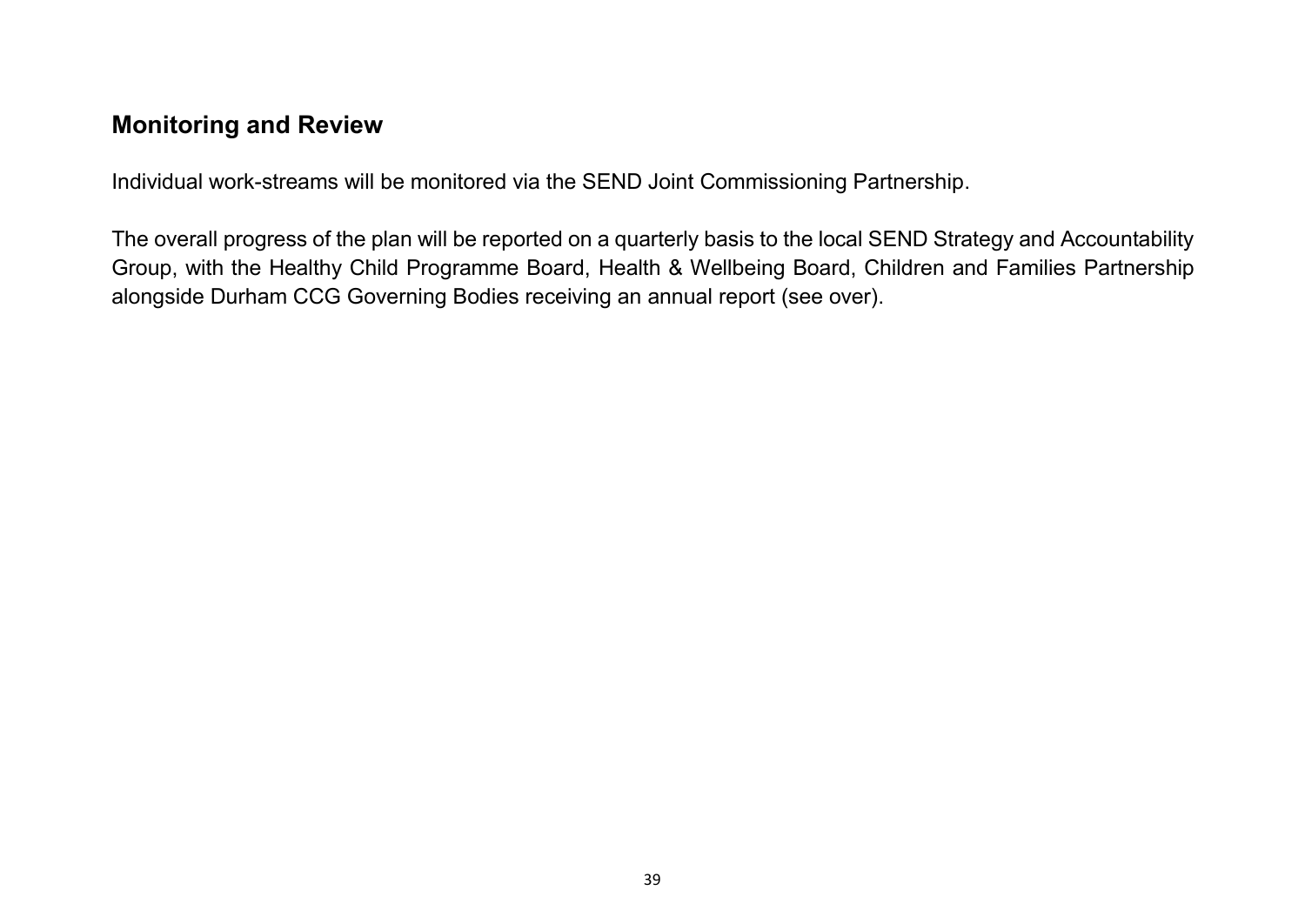## Monitoring and Review

Individual work-streams will be monitored via the SEND Joint Commissioning Partnership.

The overall progress of the plan will be reported on a quarterly basis to the local SEND Strategy and Accountability Group, with the Healthy Child Programme Board, Health & Wellbeing Board, Children and Families Partnership alongside Durham CCG Governing Bodies receiving an annual report (see over).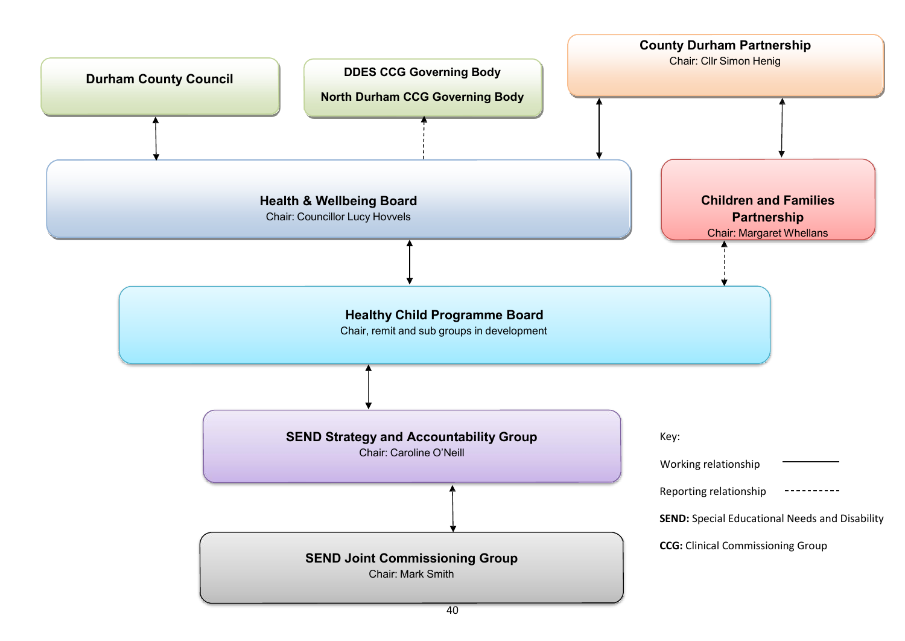**Durham County Council**

**DDES CCG Governing Body**

**North Durham CCG Governing Body**

**County Durham Partnership**
Chair: Cllr Simon Henig

**Health & Wellbeing Board**
Chair: Councillor Lucy Hovvels

**Children and Families Partnership**
Chair: Margaret Whellans

**Healthy Child Programme Board**
Chair, remit and sub groups in development

**SEND Strategy and Accountability Group**
Chair: Caroline O'Neill

**SEND Joint Commissioning Group**
Chair: Mark Smith

Key:

Working relationship ————

Reporting relationship - - - - - - - - -

**SEND:** Special Educational Needs and Disability

**CCG:** Clinical Commissioning Group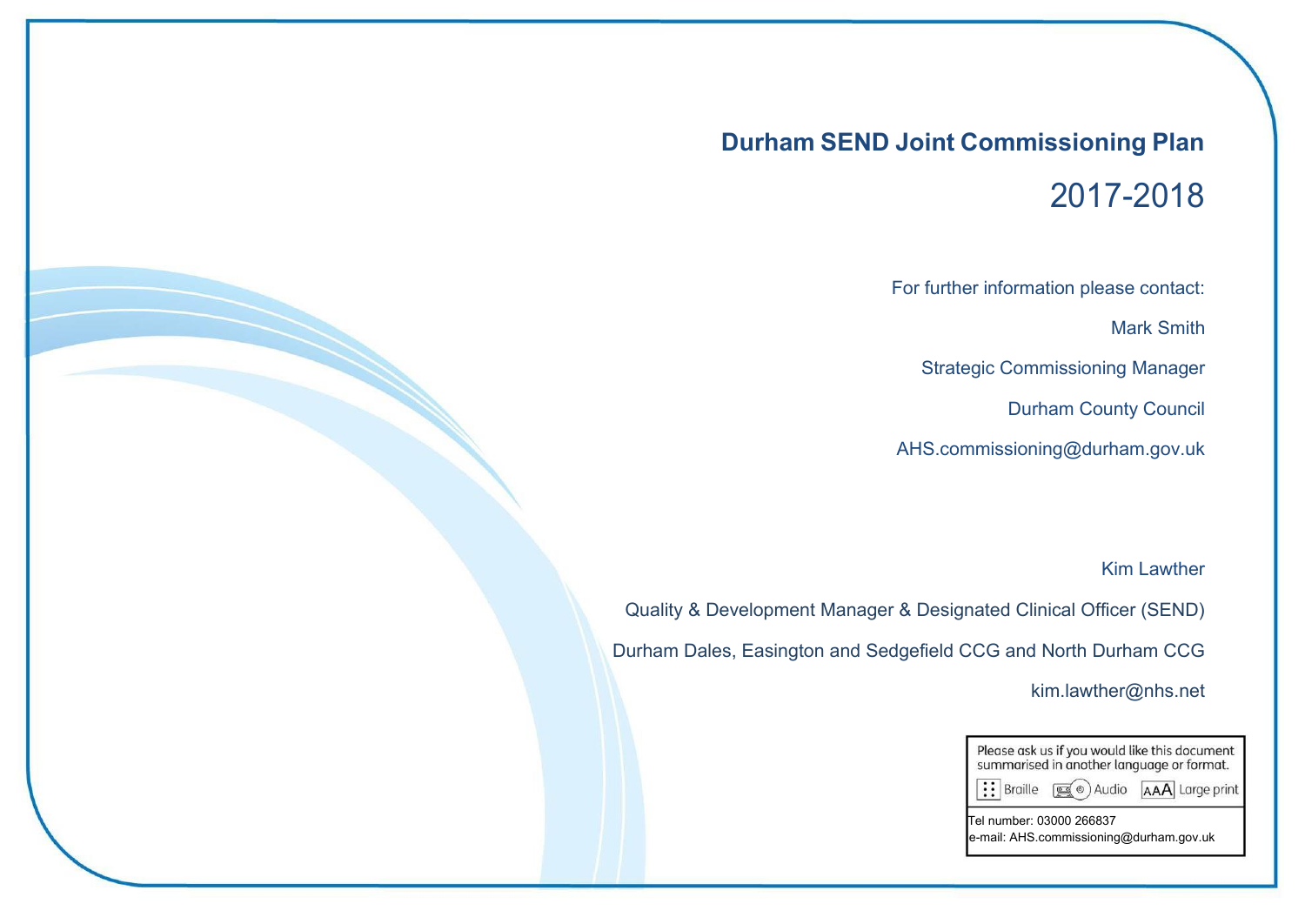# Durham SEND Joint Commissioning Plan

## 2017-2018

For further information please contact:

Mark Smith

Strategic Commissioning Manager

Durham County Council

AHS.commissioning@durham.gov.uk

Kim Lawther

Quality & Development Manager & Designated Clinical Officer (SEND)

Durham Dales, Easington and Sedgefield CCG and North Durham CCG

kim.lawther@nhs.net

Please ask us if you would like this document summarised in another language or format.

Braille Audio Large print

Tel number: 03000 266837

e-mail: AHS.commissioning@durham.gov.uk